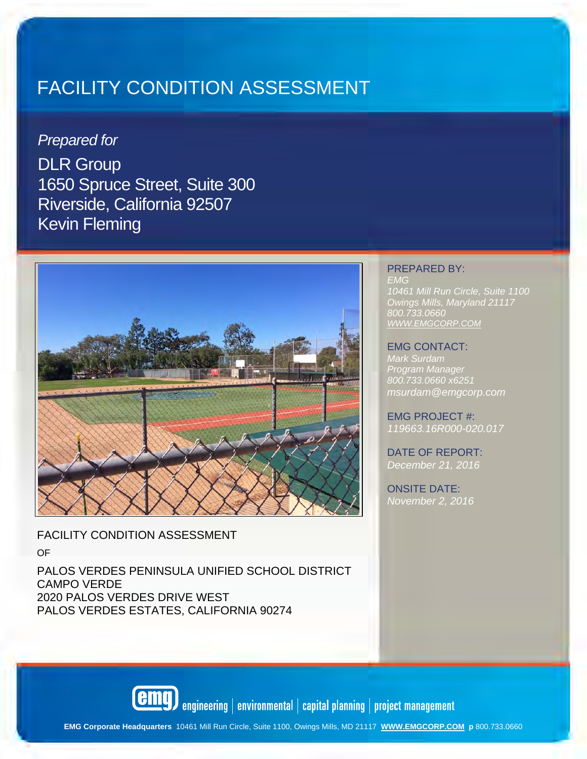# FACILITY CONDITION ASSESSMENT

*Prepared for*

DLR Group
1650 Spruce Street, Suite 300
Riverside, California 92507
Kevin Fleming

PREPARED BY:
*EMG*
*10461 Mill Run Circle, Suite 1100*
*Owings Mills, Maryland 21117*
*800.733.0660*
*WWW.EMGCORP.COM*

EMG CONTACT:
*Mark Surdam*
*Program Manager*
*800.733.0660 x6251*
*msurdam@emgcorp.com*

EMG PROJECT #:
*119663.16R000-020.017*

DATE OF REPORT:
*December 21, 2016*

ONSITE DATE:
*November 2, 2016*

FACILITY CONDITION ASSESSMENT

OF

PALOS VERDES PENINSULA UNIFIED SCHOOL DISTRICT
CAMPO VERDE
2020 PALOS VERDES DRIVE WEST
PALOS VERDES ESTATES, CALIFORNIA 90274

emg engineering | environmental | capital planning | project management

**EMG Corporate Headquarters** 10461 Mill Run Circle, Suite 1100, Owings Mills, MD 21117 **WWW.EMGCORP.COM** **p** 800.733.0660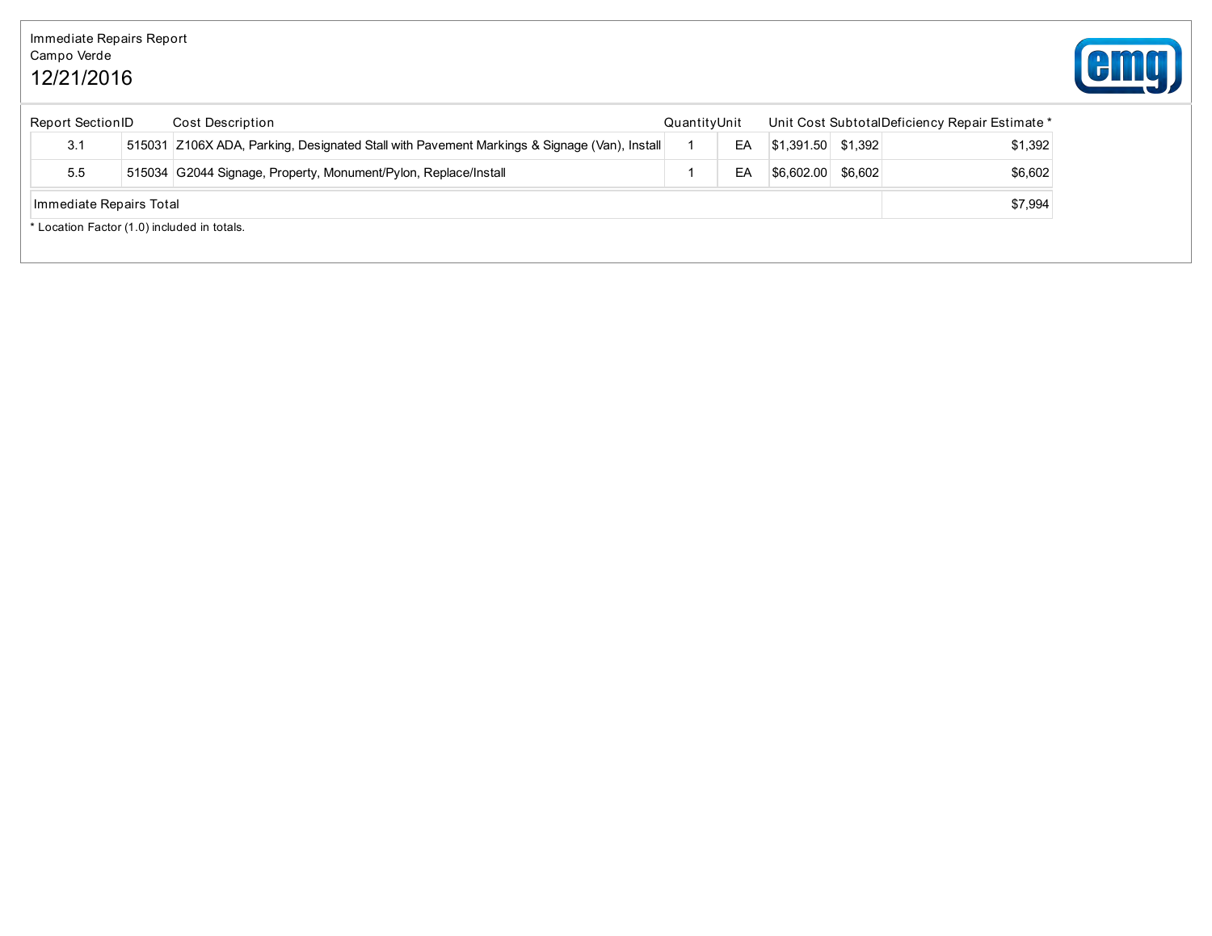Immediate Repairs Report
Campo Verde
12/21/2016

| Report Section | ID | Cost Description | Quantity | Unit | Unit Cost | Subtotal | Deficiency Repair Estimate * |
|---|---|---|---|---|---|---|---|
| 3.1 | 515031 | Z106X ADA, Parking, Designated Stall with Pavement Markings & Signage (Van), Install | 1 | EA | $1,391.50 | $1,392 | $1,392 |
| 5.5 | 515034 | G2044 Signage, Property, Monument/Pylon, Replace/Install | 1 | EA | $6,602.00 | $6,602 | $6,602 |
| Immediate Repairs Total | | | | | | | $7,994 |

* Location Factor (1.0) included in totals.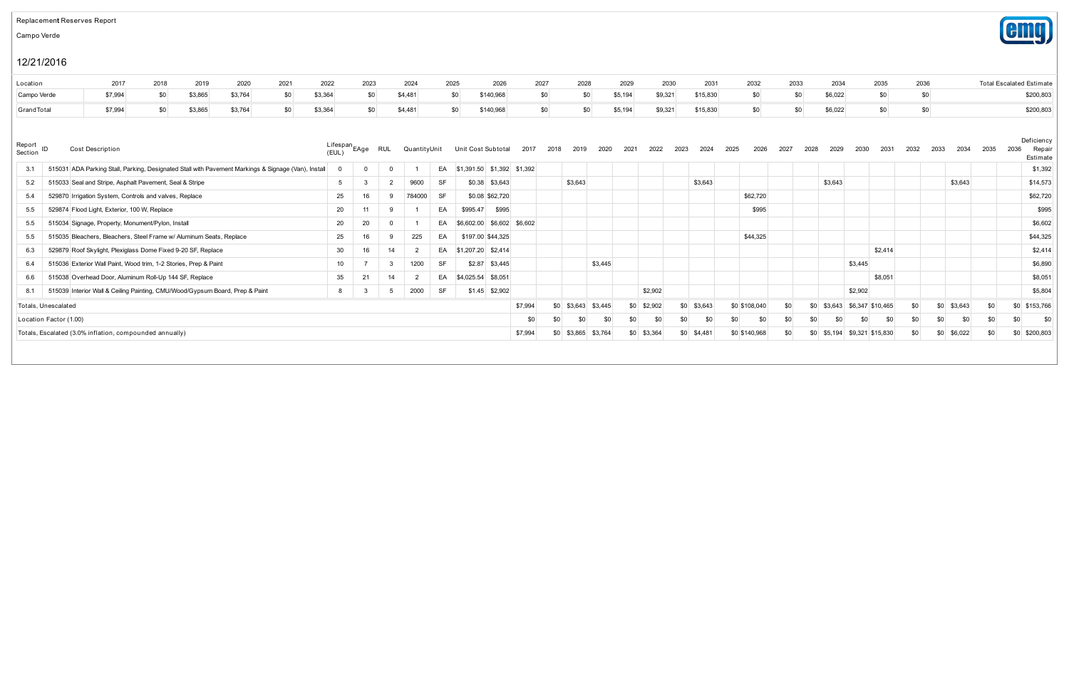Replacement Reserves Report

Campo Verde

12/21/2016

| Location | 2017 | 2018 | 2019 | 2020 | 2021 | 2022 | 2023 | 2024 | 2025 | 2026 | 2027 | 2028 | 2029 | 2030 | 2031 | 2032 | 2033 | 2034 | 2035 | 2036 | Total Escalated Estimate |
|---|---|---|---|---|---|---|---|---|---|---|---|---|---|---|---|---|---|---|---|---|---|
| Campo Verde | $7,994 | $0 | $3,865 | $3,764 | $0 | $3,364 | $0 | $4,481 | $0 | $140,968 | $0 | $0 | $5,194 | $9,321 | $15,830 | $0 | $0 | $6,022 | $0 | $0 | $200,803 |
| Grand Total | $7,994 | $0 | $3,865 | $3,764 | $0 | $3,364 | $0 | $4,481 | $0 | $140,968 | $0 | $0 | $5,194 | $9,321 | $15,830 | $0 | $0 | $6,022 | $0 | $0 | $200,803 |

| Report Section | ID | Cost Description | Lifespan (EUL) | EAge | RUL | Quantity | Unit | Unit Cost | Subtotal | 2017 | 2018 | 2019 | 2020 | 2021 | 2022 | 2023 | 2024 | 2025 | 2026 | 2027 | 2028 | 2029 | 2030 | 2031 | 2032 | 2033 | 2034 | 2035 | 2036 | Deficiency Repair Estimate |
|---|---|---|---|---|---|---|---|---|---|---|---|---|---|---|---|---|---|---|---|---|---|---|---|---|---|---|---|---|---|---|
| 3.1 | 515031 | ADA Parking Stall, Parking, Designated Stall with Pavement Markings & Signage (Van), Install | 0 | 0 | 0 | 1 | EA | $1,391.50 | $1,392 | $1,392 | | | | | | | | | | | | | | | | | | | | $1,392 |
| 5.2 | 515033 | Seal and Stripe, Asphalt Pavement, Seal & Stripe | 5 | 3 | 2 | 9600 | SF | $0.38 | $3,643 | | | $3,643 | | | | | $3,643 | | | | | $3,643 | | | | | $3,643 | | | $14,573 |
| 5.4 | 529870 | Irrigation System, Controls and valves, Replace | 25 | 16 | 9 | 784000 | SF | $0.08 | $62,720 | | | | | | | | | | $62,720 | | | | | | | | | | | $62,720 |
| 5.5 | 529874 | Flood Light, Exterior, 100 W, Replace | 20 | 11 | 9 | 1 | EA | $995.47 | $995 | | | | | | | | | | $995 | | | | | | | | | | | $995 |
| 5.5 | 515034 | Signage, Property, Monument/Pylon, Install | 20 | 20 | 0 | 1 | EA | $6,602.00 | $6,602 | $6,602 | | | | | | | | | | | | | | | | | | | | $6,602 |
| 5.5 | 515035 | Bleachers, Bleachers, Steel Frame w/ Aluminum Seats, Replace | 25 | 16 | 9 | 225 | EA | $197.00 | $44,325 | | | | | | | | | | $44,325 | | | | | | | | | | | $44,325 |
| 6.3 | 529879 | Roof Skylight, Plexiglass Dome Fixed 9-20 SF, Replace | 30 | 16 | 14 | 2 | EA | $1,207.20 | $2,414 | | | | | | | | | | | | | | | $2,414 | | | | | | $2,414 |
| 6.4 | 515036 | Exterior Wall Paint, Wood trim, 1-2 Stories, Prep & Paint | 10 | 7 | 3 | 1200 | SF | $2.87 | $3,445 | | | | $3,445 | | | | | | | | | | $3,445 | | | | | | | $6,890 |
| 6.6 | 515038 | Overhead Door, Aluminum Roll-Up 144 SF, Replace | 35 | 21 | 14 | 2 | EA | $4,025.54 | $8,051 | | | | | | | | | | | | | | | $8,051 | | | | | | $8,051 |
| 8.1 | 515039 | Interior Wall & Ceiling Painting, CMU/Wood/Gypsum Board, Prep & Paint | 8 | 3 | 5 | 2000 | SF | $1.45 | $2,902 | | | | | | $2,902 | | | | | | | | $2,902 | | | | | | | $5,804 |
| Totals, Unescalated | | | | | | | | | | $7,994 | $0 | $3,643 | $3,445 | $0 | $2,902 | $0 | $3,643 | $0 | $108,040 | $0 | $0 | $3,643 | $6,347 | $10,465 | $0 | $0 | $3,643 | $0 | $0 | $153,766 |
| Location Factor (1.00) | | | | | | | | | | $0 | $0 | $0 | $0 | $0 | $0 | $0 | $0 | $0 | $0 | $0 | $0 | $0 | $0 | $0 | $0 | $0 | $0 | $0 | $0 | $0 |
| Totals, Escalated (3.0% inflation, compounded annually) | | | | | | | | | | $7,994 | $0 | $3,865 | $3,764 | $0 | $3,364 | $0 | $4,481 | $0 | $140,968 | $0 | $0 | $5,194 | $9,321 | $15,830 | $0 | $0 | $6,022 | $0 | $0 | $200,803 |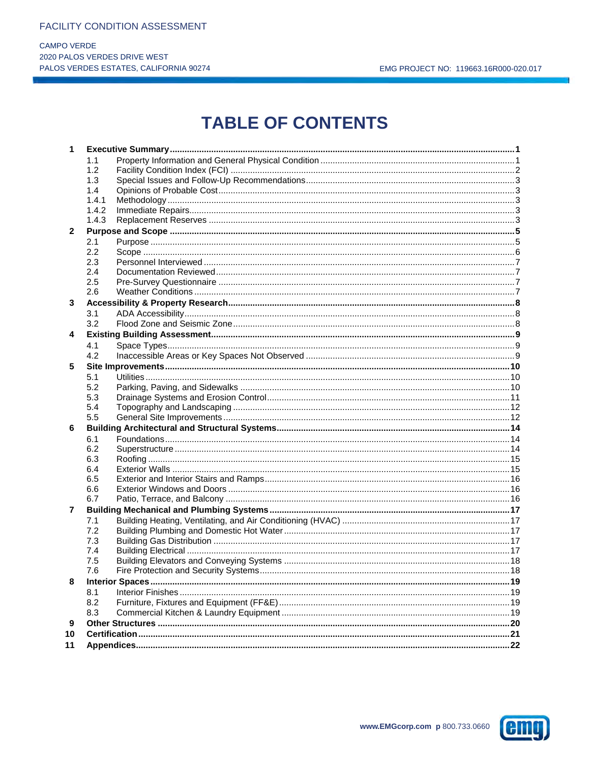# TABLE OF CONTENTS

| | | | |
|---|---|---|---|
| **1** | **Executive Summary** | | **1** |
| | 1.1 | Property Information and General Physical Condition | 1 |
| | 1.2 | Facility Condition Index (FCI) | 2 |
| | 1.3 | Special Issues and Follow-Up Recommendations | 3 |
| | 1.4 | Opinions of Probable Cost | 3 |
| | 1.4.1 | Methodology | 3 |
| | 1.4.2 | Immediate Repairs | 3 |
| | 1.4.3 | Replacement Reserves | 3 |
| **2** | **Purpose and Scope** | | **5** |
| | 2.1 | Purpose | 5 |
| | 2.2 | Scope | 6 |
| | 2.3 | Personnel Interviewed | 7 |
| | 2.4 | Documentation Reviewed | 7 |
| | 2.5 | Pre-Survey Questionnaire | 7 |
| | 2.6 | Weather Conditions | 7 |
| **3** | **Accessibility & Property Research** | | **8** |
| | 3.1 | ADA Accessibility | 8 |
| | 3.2 | Flood Zone and Seismic Zone | 8 |
| **4** | **Existing Building Assessment** | | **9** |
| | 4.1 | Space Types | 9 |
| | 4.2 | Inaccessible Areas or Key Spaces Not Observed | 9 |
| **5** | **Site Improvements** | | **10** |
| | 5.1 | Utilities | 10 |
| | 5.2 | Parking, Paving, and Sidewalks | 10 |
| | 5.3 | Drainage Systems and Erosion Control | 11 |
| | 5.4 | Topography and Landscaping | 12 |
| | 5.5 | General Site Improvements | 12 |
| **6** | **Building Architectural and Structural Systems** | | **14** |
| | 6.1 | Foundations | 14 |
| | 6.2 | Superstructure | 14 |
| | 6.3 | Roofing | 15 |
| | 6.4 | Exterior Walls | 15 |
| | 6.5 | Exterior and Interior Stairs and Ramps | 16 |
| | 6.6 | Exterior Windows and Doors | 16 |
| | 6.7 | Patio, Terrace, and Balcony | 16 |
| **7** | **Building Mechanical and Plumbing Systems** | | **17** |
| | 7.1 | Building Heating, Ventilating, and Air Conditioning (HVAC) | 17 |
| | 7.2 | Building Plumbing and Domestic Hot Water | 17 |
| | 7.3 | Building Gas Distribution | 17 |
| | 7.4 | Building Electrical | 17 |
| | 7.5 | Building Elevators and Conveying Systems | 18 |
| | 7.6 | Fire Protection and Security Systems | 18 |
| **8** | **Interior Spaces** | | **19** |
| | 8.1 | Interior Finishes | 19 |
| | 8.2 | Furniture, Fixtures and Equipment (FF&E) | 19 |
| | 8.3 | Commercial Kitchen & Laundry Equipment | 19 |
| **9** | **Other Structures** | | **20** |
| **10** | **Certification** | | **21** |
| **11** | **Appendices** | | **22** |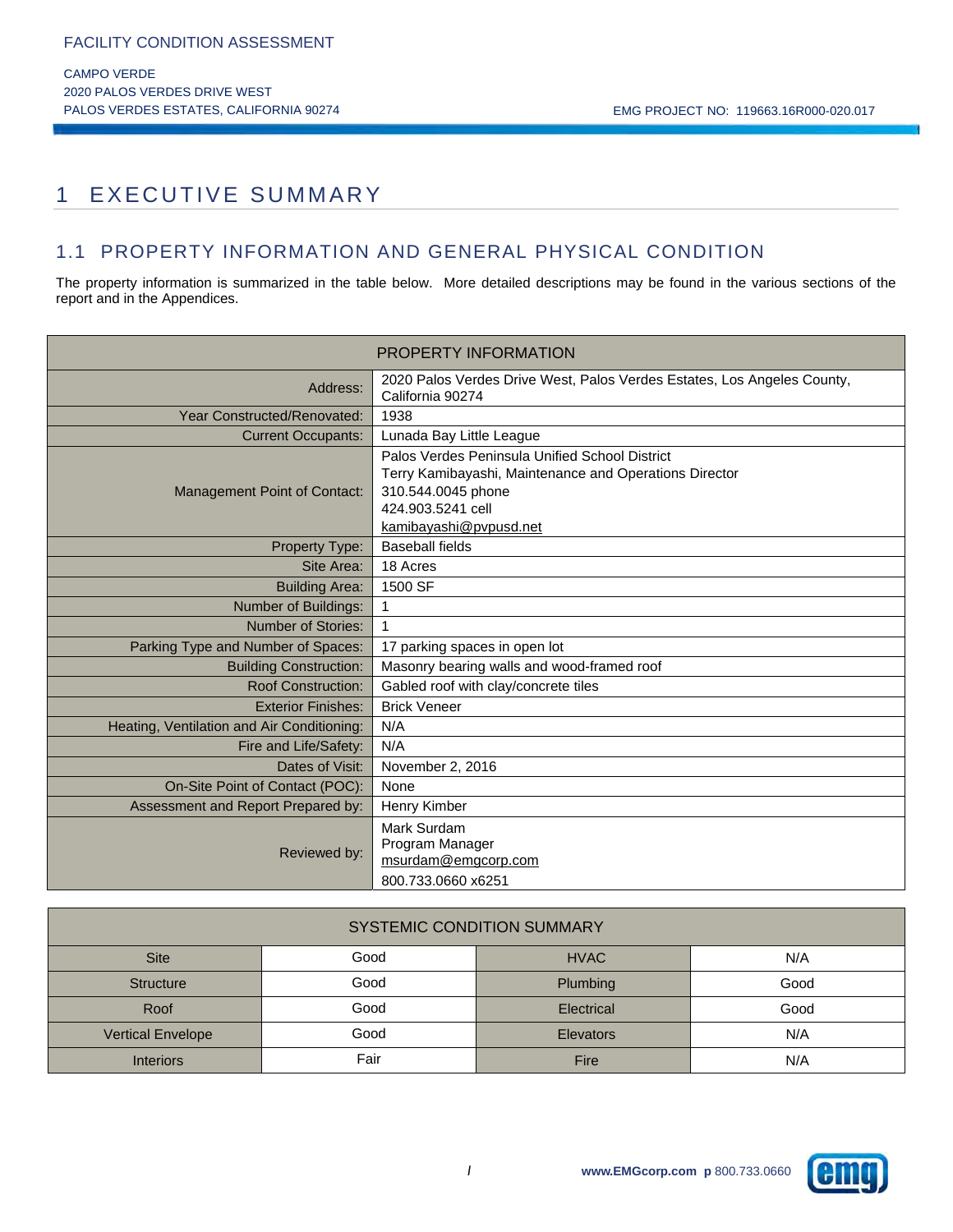# 1 EXECUTIVE SUMMARY

## 1.1 PROPERTY INFORMATION AND GENERAL PHYSICAL CONDITION

The property information is summarized in the table below. More detailed descriptions may be found in the various sections of the report and in the Appendices.

| PROPERTY INFORMATION | |
|---|---|
| Address: | 2020 Palos Verdes Drive West, Palos Verdes Estates, Los Angeles County, California 90274 |
| Year Constructed/Renovated: | 1938 |
| Current Occupants: | Lunada Bay Little League |
| Management Point of Contact: | Palos Verdes Peninsula Unified School District<br>Terry Kamibayashi, Maintenance and Operations Director<br>310.544.0045 phone<br>424.903.5241 cell<br>kamibayashi@pvpusd.net |
| Property Type: | Baseball fields |
| Site Area: | 18 Acres |
| Building Area: | 1500 SF |
| Number of Buildings: | 1 |
| Number of Stories: | 1 |
| Parking Type and Number of Spaces: | 17 parking spaces in open lot |
| Building Construction: | Masonry bearing walls and wood-framed roof |
| Roof Construction: | Gabled roof with clay/concrete tiles |
| Exterior Finishes: | Brick Veneer |
| Heating, Ventilation and Air Conditioning: | N/A |
| Fire and Life/Safety: | N/A |
| Dates of Visit: | November 2, 2016 |
| On-Site Point of Contact (POC): | None |
| Assessment and Report Prepared by: | Henry Kimber |
| Reviewed by: | Mark Surdam<br>Program Manager<br>msurdam@emgcorp.com<br>800.733.0660 x6251 |

| SYSTEMIC CONDITION SUMMARY | | | |
|---|---|---|---|
| Site | Good | HVAC | N/A |
| Structure | Good | Plumbing | Good |
| Roof | Good | Electrical | Good |
| Vertical Envelope | Good | Elevators | N/A |
| Interiors | Fair | Fire | N/A |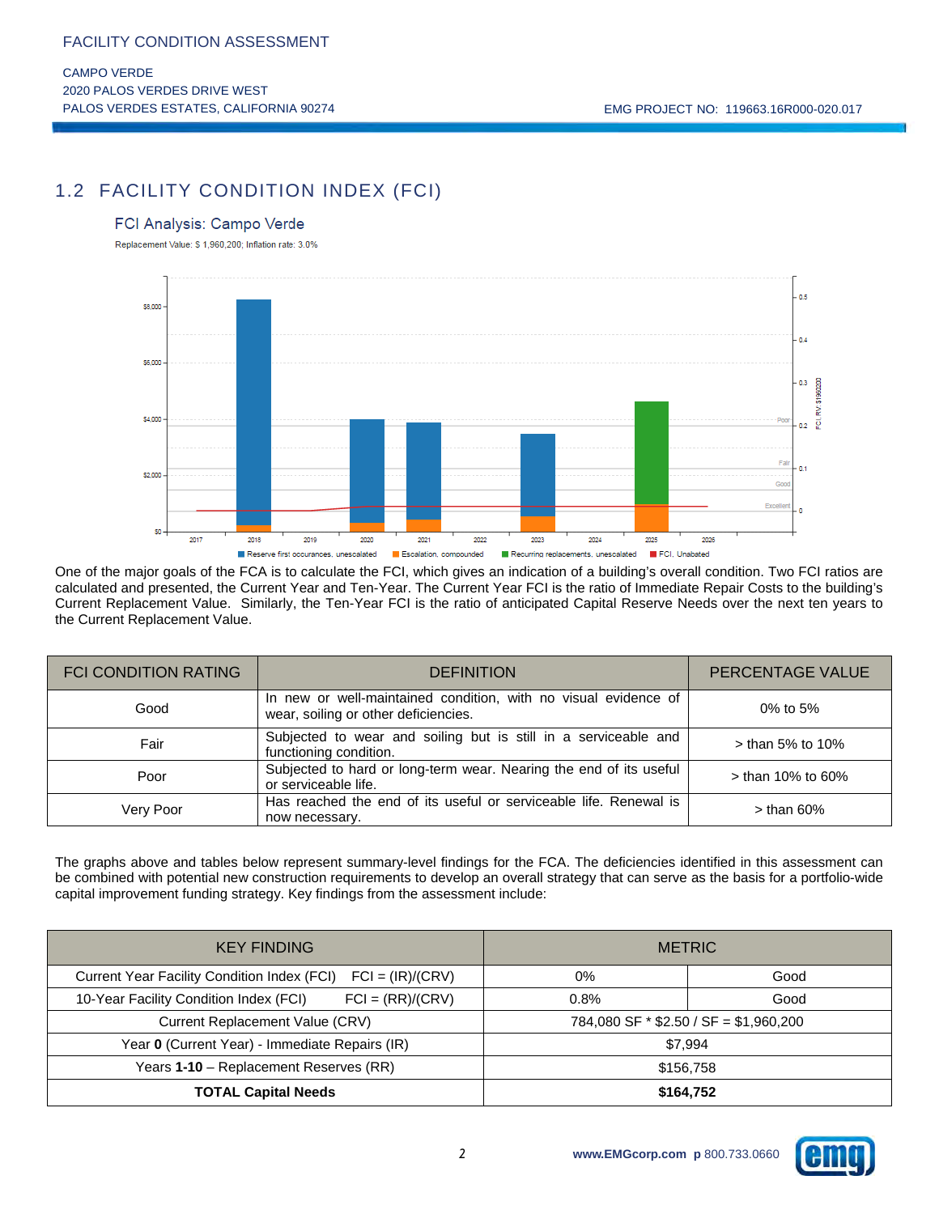## 1.2 FACILITY CONDITION INDEX (FCI)

FCI Analysis: Campo Verde

Replacement Value: $ 1,960,200; Inflation rate: 3.0%

One of the major goals of the FCA is to calculate the FCI, which gives an indication of a building's overall condition. Two FCI ratios are calculated and presented, the Current Year and Ten-Year. The Current Year FCI is the ratio of Immediate Repair Costs to the building's Current Replacement Value. Similarly, the Ten-Year FCI is the ratio of anticipated Capital Reserve Needs over the next ten years to the Current Replacement Value.

| FCI CONDITION RATING | DEFINITION | PERCENTAGE VALUE |
|---|---|---|
| Good | In new or well-maintained condition, with no visual evidence of wear, soiling or other deficiencies. | 0% to 5% |
| Fair | Subjected to wear and soiling but is still in a serviceable and functioning condition. | > than 5% to 10% |
| Poor | Subjected to hard or long-term wear. Nearing the end of its useful or serviceable life. | > than 10% to 60% |
| Very Poor | Has reached the end of its useful or serviceable life. Renewal is now necessary. | > than 60% |

The graphs above and tables below represent summary-level findings for the FCA. The deficiencies identified in this assessment can be combined with potential new construction requirements to develop an overall strategy that can serve as the basis for a portfolio-wide capital improvement funding strategy. Key findings from the assessment include:

| KEY FINDING | METRIC | |
|---|---|---|
| Current Year Facility Condition Index (FCI) FCI = (IR)/(CRV) | 0% | Good |
| 10-Year Facility Condition Index (FCI) FCI = (RR)/(CRV) | 0.8% | Good |
| Current Replacement Value (CRV) | 784,080 SF * $2.50 / SF = $1,960,200 | |
| Year **0** (Current Year) - Immediate Repairs (IR) | $7,994 | |
| Years **1-10** – Replacement Reserves (RR) | $156,758 | |
| **TOTAL Capital Needs** | **$164,752** | |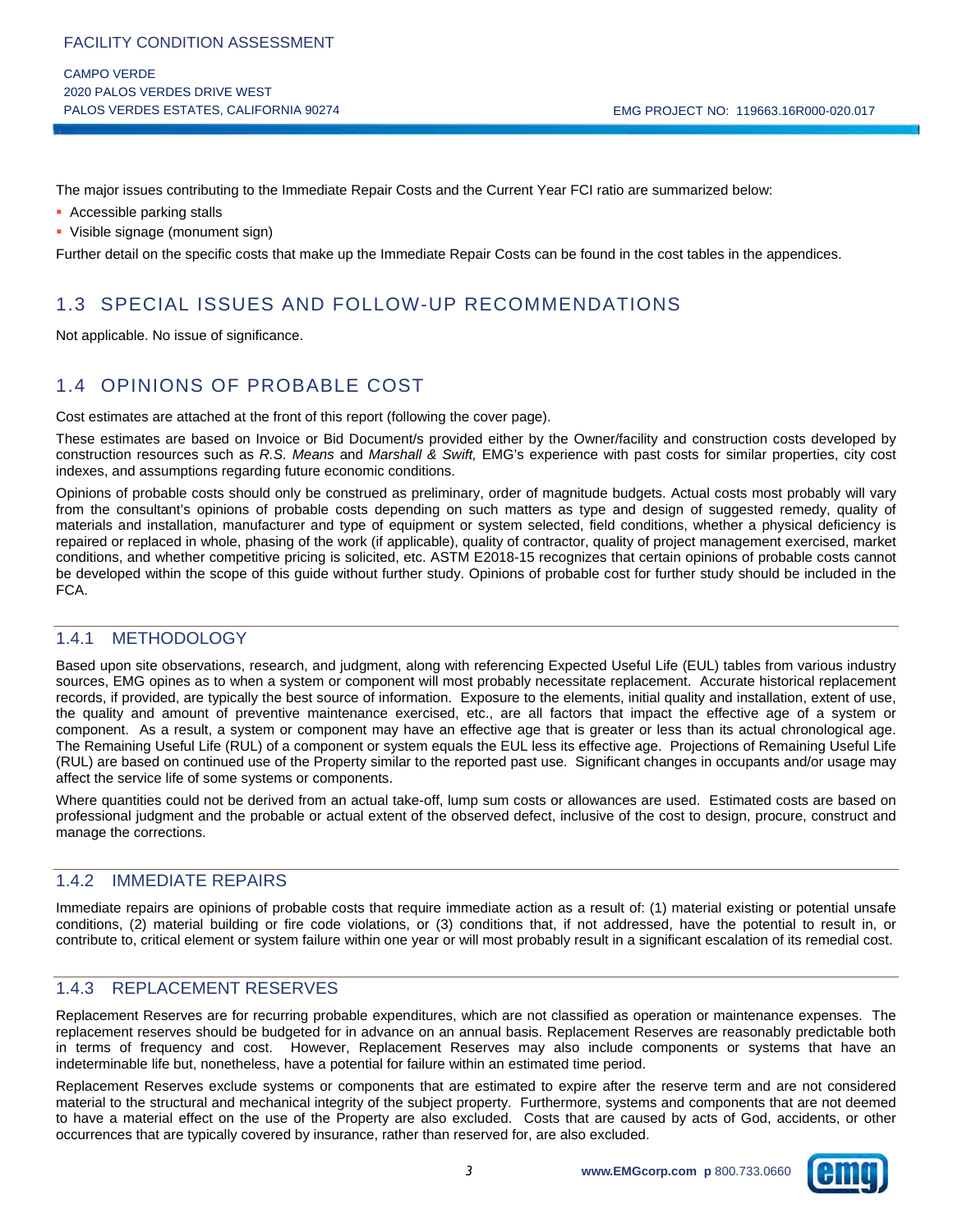The major issues contributing to the Immediate Repair Costs and the Current Year FCI ratio are summarized below:

- Accessible parking stalls
- Visible signage (monument sign)

Further detail on the specific costs that make up the Immediate Repair Costs can be found in the cost tables in the appendices.

## 1.3 SPECIAL ISSUES AND FOLLOW-UP RECOMMENDATIONS

Not applicable. No issue of significance.

## 1.4 OPINIONS OF PROBABLE COST

Cost estimates are attached at the front of this report (following the cover page).

These estimates are based on Invoice or Bid Document/s provided either by the Owner/facility and construction costs developed by construction resources such as *R.S. Means* and *Marshall & Swift,* EMG's experience with past costs for similar properties, city cost indexes, and assumptions regarding future economic conditions.

Opinions of probable costs should only be construed as preliminary, order of magnitude budgets. Actual costs most probably will vary from the consultant's opinions of probable costs depending on such matters as type and design of suggested remedy, quality of materials and installation, manufacturer and type of equipment or system selected, field conditions, whether a physical deficiency is repaired or replaced in whole, phasing of the work (if applicable), quality of contractor, quality of project management exercised, market conditions, and whether competitive pricing is solicited, etc. ASTM E2018-15 recognizes that certain opinions of probable costs cannot be developed within the scope of this guide without further study. Opinions of probable cost for further study should be included in the FCA.

### 1.4.1 METHODOLOGY

Based upon site observations, research, and judgment, along with referencing Expected Useful Life (EUL) tables from various industry sources, EMG opines as to when a system or component will most probably necessitate replacement. Accurate historical replacement records, if provided, are typically the best source of information. Exposure to the elements, initial quality and installation, extent of use, the quality and amount of preventive maintenance exercised, etc., are all factors that impact the effective age of a system or component. As a result, a system or component may have an effective age that is greater or less than its actual chronological age. The Remaining Useful Life (RUL) of a component or system equals the EUL less its effective age. Projections of Remaining Useful Life (RUL) are based on continued use of the Property similar to the reported past use. Significant changes in occupants and/or usage may affect the service life of some systems or components.

Where quantities could not be derived from an actual take-off, lump sum costs or allowances are used. Estimated costs are based on professional judgment and the probable or actual extent of the observed defect, inclusive of the cost to design, procure, construct and manage the corrections.

### 1.4.2 IMMEDIATE REPAIRS

Immediate repairs are opinions of probable costs that require immediate action as a result of: (1) material existing or potential unsafe conditions, (2) material building or fire code violations, or (3) conditions that, if not addressed, have the potential to result in, or contribute to, critical element or system failure within one year or will most probably result in a significant escalation of its remedial cost.

### 1.4.3 REPLACEMENT RESERVES

Replacement Reserves are for recurring probable expenditures, which are not classified as operation or maintenance expenses. The replacement reserves should be budgeted for in advance on an annual basis. Replacement Reserves are reasonably predictable both in terms of frequency and cost. However, Replacement Reserves may also include components or systems that have an indeterminable life but, nonetheless, have a potential for failure within an estimated time period.

Replacement Reserves exclude systems or components that are estimated to expire after the reserve term and are not considered material to the structural and mechanical integrity of the subject property. Furthermore, systems and components that are not deemed to have a material effect on the use of the Property are also excluded. Costs that are caused by acts of God, accidents, or other occurrences that are typically covered by insurance, rather than reserved for, are also excluded.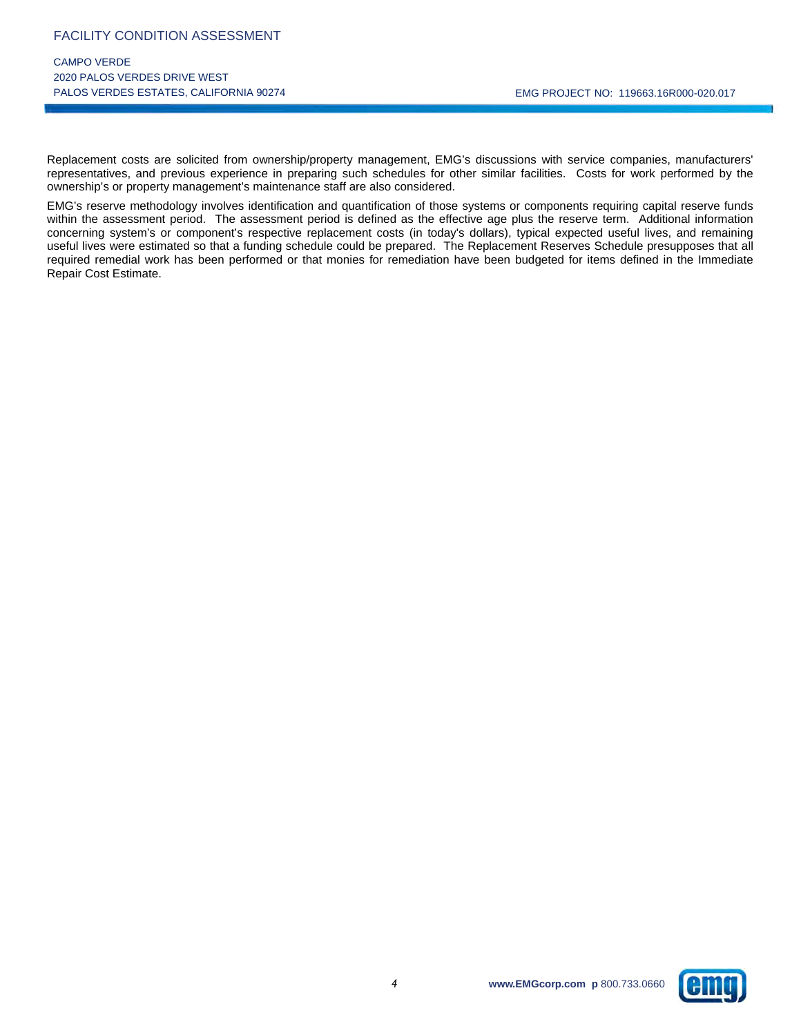Replacement costs are solicited from ownership/property management, EMG's discussions with service companies, manufacturers' representatives, and previous experience in preparing such schedules for other similar facilities. Costs for work performed by the ownership's or property management's maintenance staff are also considered.

EMG's reserve methodology involves identification and quantification of those systems or components requiring capital reserve funds within the assessment period. The assessment period is defined as the effective age plus the reserve term. Additional information concerning system's or component's respective replacement costs (in today's dollars), typical expected useful lives, and remaining useful lives were estimated so that a funding schedule could be prepared. The Replacement Reserves Schedule presupposes that all required remedial work has been performed or that monies for remediation have been budgeted for items defined in the Immediate Repair Cost Estimate.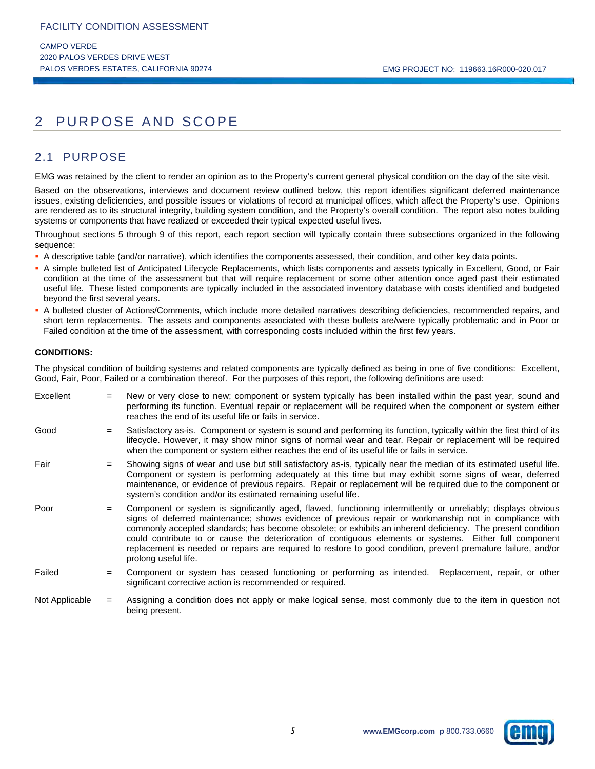# 2 PURPOSE AND SCOPE

## 2.1 PURPOSE

EMG was retained by the client to render an opinion as to the Property's current general physical condition on the day of the site visit.

Based on the observations, interviews and document review outlined below, this report identifies significant deferred maintenance issues, existing deficiencies, and possible issues or violations of record at municipal offices, which affect the Property's use. Opinions are rendered as to its structural integrity, building system condition, and the Property's overall condition. The report also notes building systems or components that have realized or exceeded their typical expected useful lives.

Throughout sections 5 through 9 of this report, each report section will typically contain three subsections organized in the following sequence:

- A descriptive table (and/or narrative), which identifies the components assessed, their condition, and other key data points.
- A simple bulleted list of Anticipated Lifecycle Replacements, which lists components and assets typically in Excellent, Good, or Fair condition at the time of the assessment but that will require replacement or some other attention once aged past their estimated useful life. These listed components are typically included in the associated inventory database with costs identified and budgeted beyond the first several years.
- A bulleted cluster of Actions/Comments, which include more detailed narratives describing deficiencies, recommended repairs, and short term replacements. The assets and components associated with these bullets are/were typically problematic and in Poor or Failed condition at the time of the assessment, with corresponding costs included within the first few years.

**CONDITIONS:**

The physical condition of building systems and related components are typically defined as being in one of five conditions: Excellent, Good, Fair, Poor, Failed or a combination thereof. For the purposes of this report, the following definitions are used:

| | | |
|---|---|---|
| Excellent | = | New or very close to new; component or system typically has been installed within the past year, sound and performing its function. Eventual repair or replacement will be required when the component or system either reaches the end of its useful life or fails in service. |
| Good | = | Satisfactory as-is. Component or system is sound and performing its function, typically within the first third of its lifecycle. However, it may show minor signs of normal wear and tear. Repair or replacement will be required when the component or system either reaches the end of its useful life or fails in service. |
| Fair | = | Showing signs of wear and use but still satisfactory as-is, typically near the median of its estimated useful life. Component or system is performing adequately at this time but may exhibit some signs of wear, deferred maintenance, or evidence of previous repairs. Repair or replacement will be required due to the component or system's condition and/or its estimated remaining useful life. |
| Poor | = | Component or system is significantly aged, flawed, functioning intermittently or unreliably; displays obvious signs of deferred maintenance; shows evidence of previous repair or workmanship not in compliance with commonly accepted standards; has become obsolete; or exhibits an inherent deficiency. The present condition could contribute to or cause the deterioration of contiguous elements or systems. Either full component replacement is needed or repairs are required to restore to good condition, prevent premature failure, and/or prolong useful life. |
| Failed | = | Component or system has ceased functioning or performing as intended. Replacement, repair, or other significant corrective action is recommended or required. |
| Not Applicable | = | Assigning a condition does not apply or make logical sense, most commonly due to the item in question not being present. |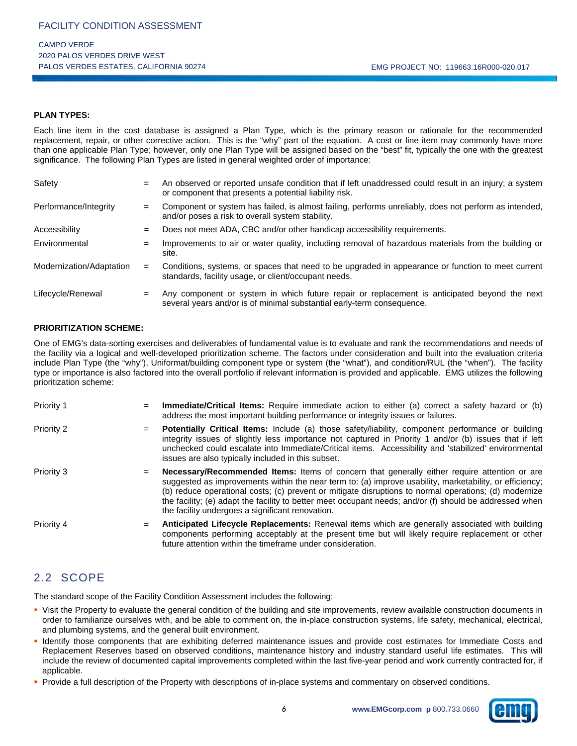**PLAN TYPES:**

Each line item in the cost database is assigned a Plan Type, which is the primary reason or rationale for the recommended replacement, repair, or other corrective action. This is the "why" part of the equation. A cost or line item may commonly have more than one applicable Plan Type; however, only one Plan Type will be assigned based on the "best" fit, typically the one with the greatest significance. The following Plan Types are listed in general weighted order of importance:

| | | |
|---|---|---|
| Safety | = | An observed or reported unsafe condition that if left unaddressed could result in an injury; a system or component that presents a potential liability risk. |
| Performance/Integrity | = | Component or system has failed, is almost failing, performs unreliably, does not perform as intended, and/or poses a risk to overall system stability. |
| Accessibility | = | Does not meet ADA, CBC and/or other handicap accessibility requirements. |
| Environmental | = | Improvements to air or water quality, including removal of hazardous materials from the building or site. |
| Modernization/Adaptation | = | Conditions, systems, or spaces that need to be upgraded in appearance or function to meet current standards, facility usage, or client/occupant needs. |
| Lifecycle/Renewal | = | Any component or system in which future repair or replacement is anticipated beyond the next several years and/or is of minimal substantial early-term consequence. |

**PRIORITIZATION SCHEME:**

One of EMG's data-sorting exercises and deliverables of fundamental value is to evaluate and rank the recommendations and needs of the facility via a logical and well-developed prioritization scheme. The factors under consideration and built into the evaluation criteria include Plan Type (the "why"), Uniformat/building component type or system (the "what"), and condition/RUL (the "when"). The facility type or importance is also factored into the overall portfolio if relevant information is provided and applicable. EMG utilizes the following prioritization scheme:

| | | |
|---|---|---|
| Priority 1 | = | **Immediate/Critical Items:** Require immediate action to either (a) correct a safety hazard or (b) address the most important building performance or integrity issues or failures. |
| Priority 2 | = | **Potentially Critical Items:** Include (a) those safety/liability, component performance or building integrity issues of slightly less importance not captured in Priority 1 and/or (b) issues that if left unchecked could escalate into Immediate/Critical items. Accessibility and 'stabilized' environmental issues are also typically included in this subset. |
| Priority 3 | = | **Necessary/Recommended Items:** Items of concern that generally either require attention or are suggested as improvements within the near term to: (a) improve usability, marketability, or efficiency; (b) reduce operational costs; (c) prevent or mitigate disruptions to normal operations; (d) modernize the facility; (e) adapt the facility to better meet occupant needs; and/or (f) should be addressed when the facility undergoes a significant renovation. |
| Priority 4 | = | **Anticipated Lifecycle Replacements:** Renewal items which are generally associated with building components performing acceptably at the present time but will likely require replacement or other future attention within the timeframe under consideration. |

## 2.2 SCOPE

The standard scope of the Facility Condition Assessment includes the following:

- Visit the Property to evaluate the general condition of the building and site improvements, review available construction documents in order to familiarize ourselves with, and be able to comment on, the in-place construction systems, life safety, mechanical, electrical, and plumbing systems, and the general built environment.
- Identify those components that are exhibiting deferred maintenance issues and provide cost estimates for Immediate Costs and Replacement Reserves based on observed conditions, maintenance history and industry standard useful life estimates. This will include the review of documented capital improvements completed within the last five-year period and work currently contracted for, if applicable.
- Provide a full description of the Property with descriptions of in-place systems and commentary on observed conditions.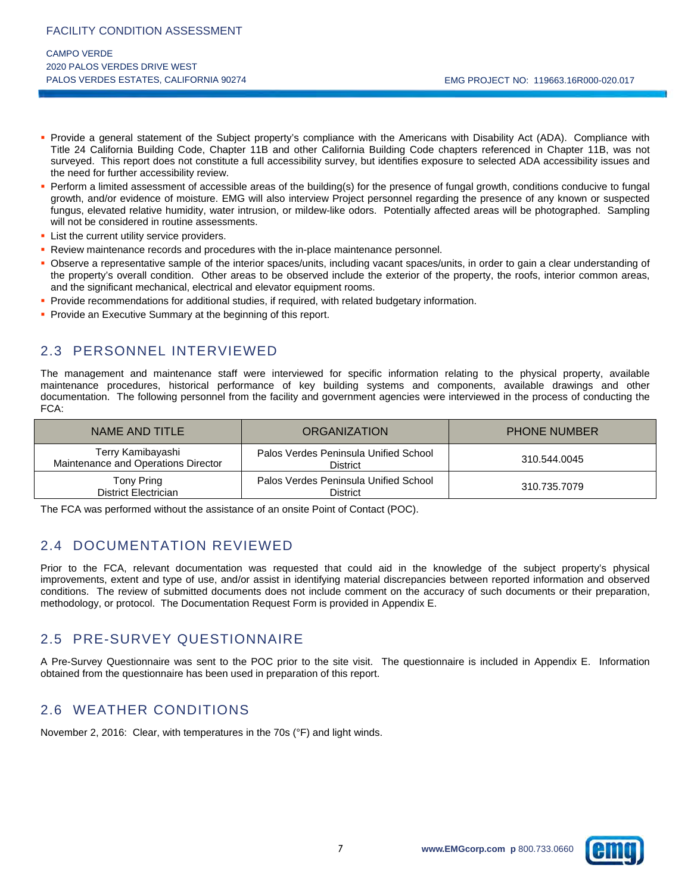- Provide a general statement of the Subject property's compliance with the Americans with Disability Act (ADA). Compliance with Title 24 California Building Code, Chapter 11B and other California Building Code chapters referenced in Chapter 11B, was not surveyed. This report does not constitute a full accessibility survey, but identifies exposure to selected ADA accessibility issues and the need for further accessibility review.
- Perform a limited assessment of accessible areas of the building(s) for the presence of fungal growth, conditions conducive to fungal growth, and/or evidence of moisture. EMG will also interview Project personnel regarding the presence of any known or suspected fungus, elevated relative humidity, water intrusion, or mildew-like odors. Potentially affected areas will be photographed. Sampling will not be considered in routine assessments.
- List the current utility service providers.
- Review maintenance records and procedures with the in-place maintenance personnel.
- Observe a representative sample of the interior spaces/units, including vacant spaces/units, in order to gain a clear understanding of the property's overall condition. Other areas to be observed include the exterior of the property, the roofs, interior common areas, and the significant mechanical, electrical and elevator equipment rooms.
- Provide recommendations for additional studies, if required, with related budgetary information.
- Provide an Executive Summary at the beginning of this report.

## 2.3 PERSONNEL INTERVIEWED

The management and maintenance staff were interviewed for specific information relating to the physical property, available maintenance procedures, historical performance of key building systems and components, available drawings and other documentation. The following personnel from the facility and government agencies were interviewed in the process of conducting the FCA:

| NAME AND TITLE | ORGANIZATION | PHONE NUMBER |
|---|---|---|
| Terry Kamibayashi<br>Maintenance and Operations Director | Palos Verdes Peninsula Unified School District | 310.544.0045 |
| Tony Pring<br>District Electrician | Palos Verdes Peninsula Unified School District | 310.735.7079 |

The FCA was performed without the assistance of an onsite Point of Contact (POC).

## 2.4 DOCUMENTATION REVIEWED

Prior to the FCA, relevant documentation was requested that could aid in the knowledge of the subject property's physical improvements, extent and type of use, and/or assist in identifying material discrepancies between reported information and observed conditions. The review of submitted documents does not include comment on the accuracy of such documents or their preparation, methodology, or protocol. The Documentation Request Form is provided in Appendix E.

## 2.5 PRE-SURVEY QUESTIONNAIRE

A Pre-Survey Questionnaire was sent to the POC prior to the site visit. The questionnaire is included in Appendix E. Information obtained from the questionnaire has been used in preparation of this report.

## 2.6 WEATHER CONDITIONS

November 2, 2016: Clear, with temperatures in the 70s (°F) and light winds.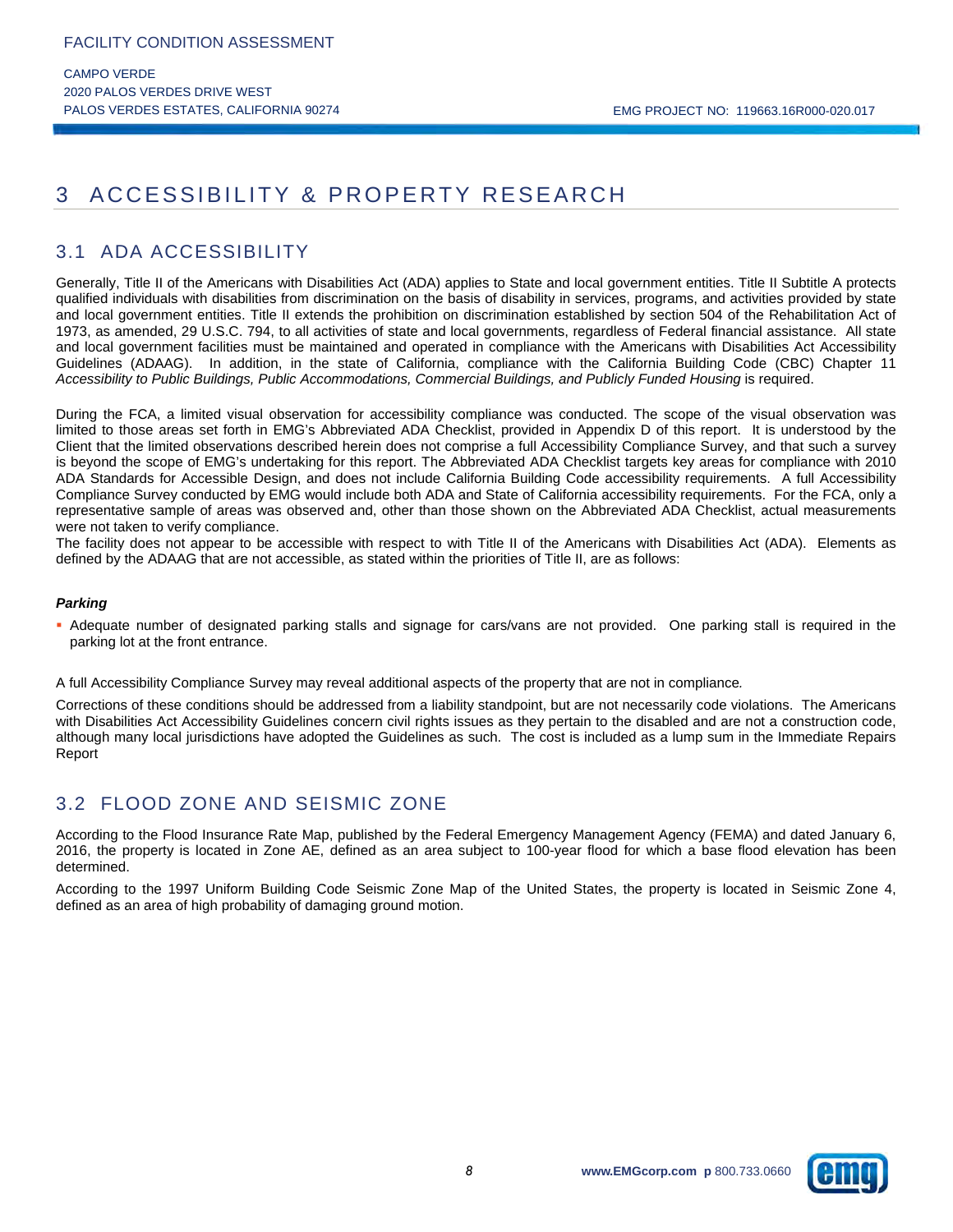# 3 ACCESSIBILITY & PROPERTY RESEARCH

## 3.1 ADA ACCESSIBILITY

Generally, Title II of the Americans with Disabilities Act (ADA) applies to State and local government entities. Title II Subtitle A protects qualified individuals with disabilities from discrimination on the basis of disability in services, programs, and activities provided by state and local government entities. Title II extends the prohibition on discrimination established by section 504 of the Rehabilitation Act of 1973, as amended, 29 U.S.C. 794, to all activities of state and local governments, regardless of Federal financial assistance. All state and local government facilities must be maintained and operated in compliance with the Americans with Disabilities Act Accessibility Guidelines (ADAAG). In addition, in the state of California, compliance with the California Building Code (CBC) Chapter 11 *Accessibility to Public Buildings, Public Accommodations, Commercial Buildings, and Publicly Funded Housing* is required.

During the FCA, a limited visual observation for accessibility compliance was conducted. The scope of the visual observation was limited to those areas set forth in EMG's Abbreviated ADA Checklist, provided in Appendix D of this report. It is understood by the Client that the limited observations described herein does not comprise a full Accessibility Compliance Survey, and that such a survey is beyond the scope of EMG's undertaking for this report. The Abbreviated ADA Checklist targets key areas for compliance with 2010 ADA Standards for Accessible Design, and does not include California Building Code accessibility requirements. A full Accessibility Compliance Survey conducted by EMG would include both ADA and State of California accessibility requirements. For the FCA, only a representative sample of areas was observed and, other than those shown on the Abbreviated ADA Checklist, actual measurements were not taken to verify compliance.
The facility does not appear to be accessible with respect to with Title II of the Americans with Disabilities Act (ADA). Elements as defined by the ADAAG that are not accessible, as stated within the priorities of Title II, are as follows:

***Parking***

- Adequate number of designated parking stalls and signage for cars/vans are not provided. One parking stall is required in the parking lot at the front entrance.

A full Accessibility Compliance Survey may reveal additional aspects of the property that are not in compliance.

Corrections of these conditions should be addressed from a liability standpoint, but are not necessarily code violations. The Americans with Disabilities Act Accessibility Guidelines concern civil rights issues as they pertain to the disabled and are not a construction code, although many local jurisdictions have adopted the Guidelines as such. The cost is included as a lump sum in the Immediate Repairs Report

## 3.2 FLOOD ZONE AND SEISMIC ZONE

According to the Flood Insurance Rate Map, published by the Federal Emergency Management Agency (FEMA) and dated January 6, 2016, the property is located in Zone AE, defined as an area subject to 100-year flood for which a base flood elevation has been determined.

According to the 1997 Uniform Building Code Seismic Zone Map of the United States, the property is located in Seismic Zone 4, defined as an area of high probability of damaging ground motion.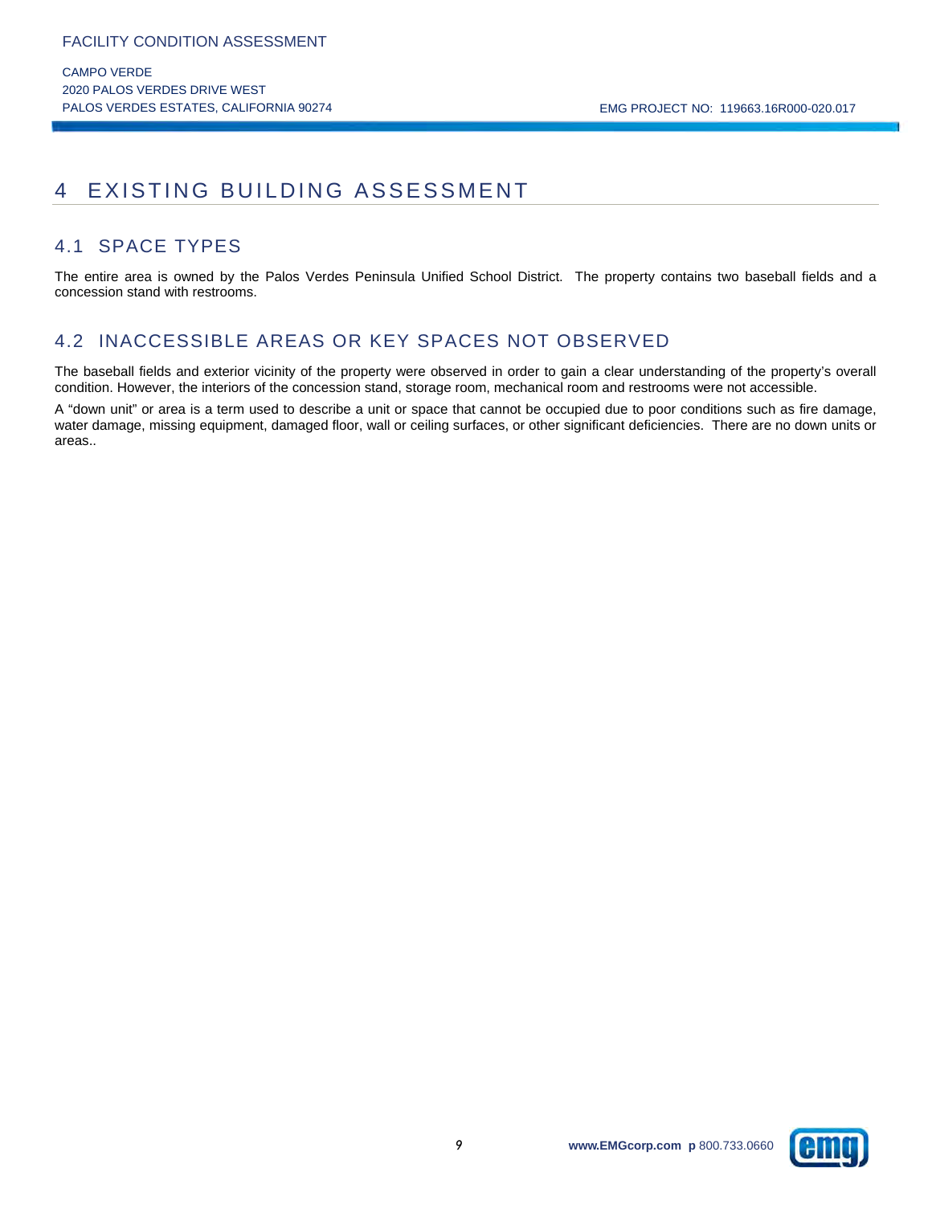# 4 EXISTING BUILDING ASSESSMENT

## 4.1 SPACE TYPES

The entire area is owned by the Palos Verdes Peninsula Unified School District. The property contains two baseball fields and a concession stand with restrooms.

## 4.2 INACCESSIBLE AREAS OR KEY SPACES NOT OBSERVED

The baseball fields and exterior vicinity of the property were observed in order to gain a clear understanding of the property's overall condition. However, the interiors of the concession stand, storage room, mechanical room and restrooms were not accessible.

A "down unit" or area is a term used to describe a unit or space that cannot be occupied due to poor conditions such as fire damage, water damage, missing equipment, damaged floor, wall or ceiling surfaces, or other significant deficiencies. There are no down units or areas..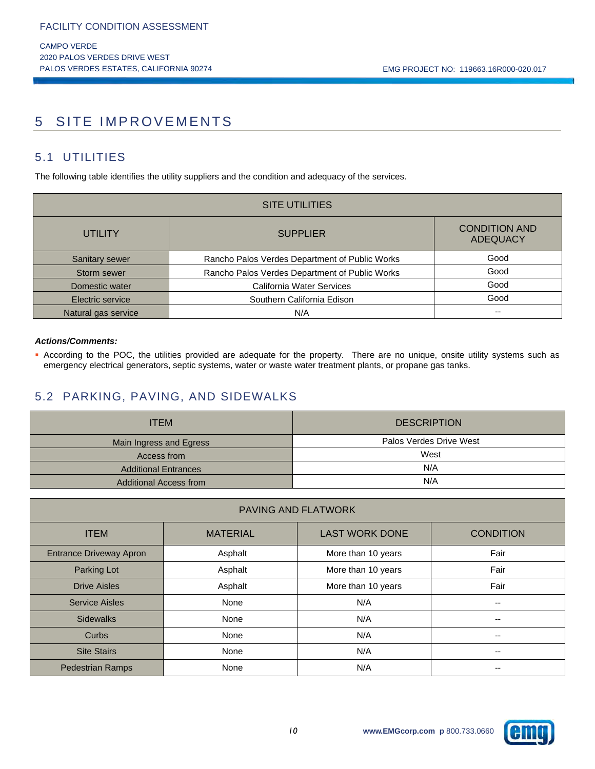# 5 SITE IMPROVEMENTS

## 5.1 UTILITIES

The following table identifies the utility suppliers and the condition and adequacy of the services.

| SITE UTILITIES | | |
|---|---|---|
| UTILITY | SUPPLIER | CONDITION AND ADEQUACY |
| Sanitary sewer | Rancho Palos Verdes Department of Public Works | Good |
| Storm sewer | Rancho Palos Verdes Department of Public Works | Good |
| Domestic water | California Water Services | Good |
| Electric service | Southern California Edison | Good |
| Natural gas service | N/A | -- |

***Actions/Comments:***

- According to the POC, the utilities provided are adequate for the property. There are no unique, onsite utility systems such as emergency electrical generators, septic systems, water or waste water treatment plants, or propane gas tanks.

## 5.2 PARKING, PAVING, AND SIDEWALKS

| ITEM | DESCRIPTION |
|---|---|
| Main Ingress and Egress | Palos Verdes Drive West |
| Access from | West |
| Additional Entrances | N/A |
| Additional Access from | N/A |

| PAVING AND FLATWORK | | | |
|---|---|---|---|
| ITEM | MATERIAL | LAST WORK DONE | CONDITION |
| Entrance Driveway Apron | Asphalt | More than 10 years | Fair |
| Parking Lot | Asphalt | More than 10 years | Fair |
| Drive Aisles | Asphalt | More than 10 years | Fair |
| Service Aisles | None | N/A | -- |
| Sidewalks | None | N/A | -- |
| Curbs | None | N/A | -- |
| Site Stairs | None | N/A | -- |
| Pedestrian Ramps | None | N/A | -- |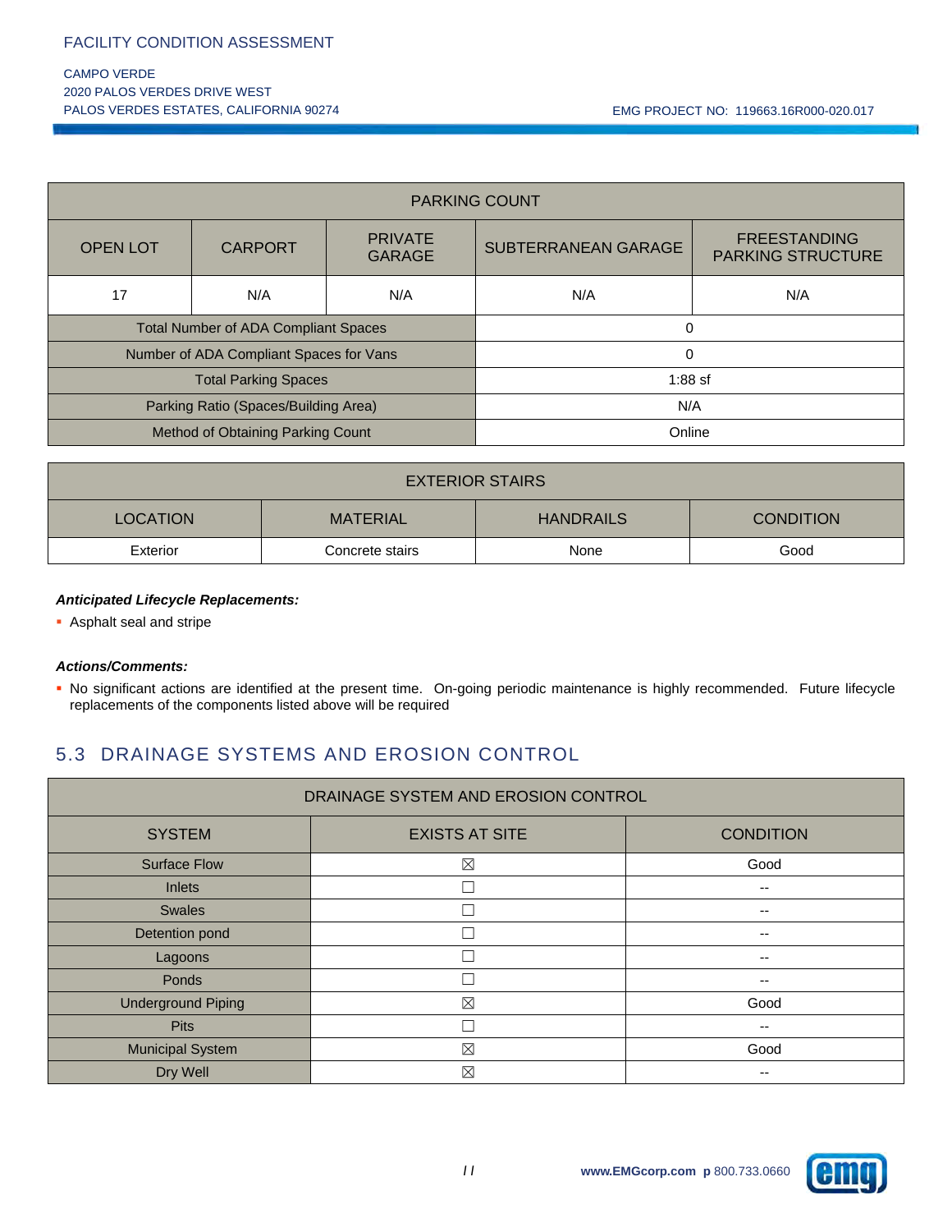| PARKING COUNT | | | | |
|---|---|---|---|---|
| OPEN LOT | CARPORT | PRIVATE GARAGE | SUBTERRANEAN GARAGE | FREESTANDING PARKING STRUCTURE |
| 17 | N/A | N/A | N/A | N/A |
| Total Number of ADA Compliant Spaces | | | 0 | |
| Number of ADA Compliant Spaces for Vans | | | 0 | |
| Total Parking Spaces | | | 1:88 sf | |
| Parking Ratio (Spaces/Building Area) | | | N/A | |
| Method of Obtaining Parking Count | | | Online | |

| EXTERIOR STAIRS | | | |
|---|---|---|---|
| LOCATION | MATERIAL | HANDRAILS | CONDITION |
| Exterior | Concrete stairs | None | Good |

***Anticipated Lifecycle Replacements:***

- Asphalt seal and stripe

***Actions/Comments:***

- No significant actions are identified at the present time. On-going periodic maintenance is highly recommended. Future lifecycle replacements of the components listed above will be required

## 5.3 DRAINAGE SYSTEMS AND EROSION CONTROL

| DRAINAGE SYSTEM AND EROSION CONTROL | | |
|---|---|---|
| SYSTEM | EXISTS AT SITE | CONDITION |
| Surface Flow | ☒ | Good |
| Inlets | ☐ | -- |
| Swales | ☐ | -- |
| Detention pond | ☐ | -- |
| Lagoons | ☐ | -- |
| Ponds | ☐ | -- |
| Underground Piping | ☒ | Good |
| Pits | ☐ | -- |
| Municipal System | ☒ | Good |
| Dry Well | ☒ | -- |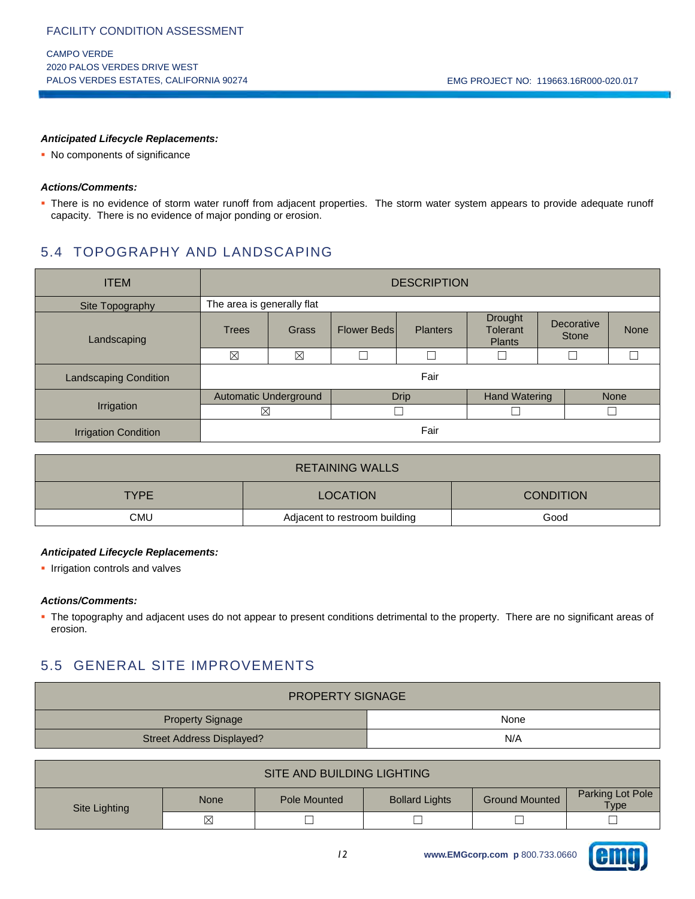***Anticipated Lifecycle Replacements:***

- No components of significance

***Actions/Comments:***

- There is no evidence of storm water runoff from adjacent properties. The storm water system appears to provide adequate runoff capacity. There is no evidence of major ponding or erosion.

## 5.4 TOPOGRAPHY AND LANDSCAPING

| ITEM | DESCRIPTION | | | | | | |
|---|---|---|---|---|---|---|---|
| Site Topography | The area is generally flat | | | | | | |
| Landscaping | Trees | Grass | Flower Beds | Planters | Drought Tolerant Plants | Decorative Stone | None |
| | ☒ | ☒ | ☐ | ☐ | ☐ | ☐ | ☐ |
| Landscaping Condition | Fair | | | | | | |
| Irrigation | Automatic Underground | | Drip | | Hand Watering | | None |
| | ☒ | | ☐ | | ☐ | | ☐ |
| Irrigation Condition | Fair | | | | | | |

| RETAINING WALLS | | |
|---|---|---|
| TYPE | LOCATION | CONDITION |
| CMU | Adjacent to restroom building | Good |

***Anticipated Lifecycle Replacements:***

- Irrigation controls and valves

***Actions/Comments:***

- The topography and adjacent uses do not appear to present conditions detrimental to the property. There are no significant areas of erosion.

## 5.5 GENERAL SITE IMPROVEMENTS

| PROPERTY SIGNAGE | |
|---|---|
| Property Signage | None |
| Street Address Displayed? | N/A |

| SITE AND BUILDING LIGHTING | | | | | |
|---|---|---|---|---|---|
| Site Lighting | None | Pole Mounted | Bollard Lights | Ground Mounted | Parking Lot Pole Type |
| | ☒ | ☐ | ☐ | ☐ | ☐ |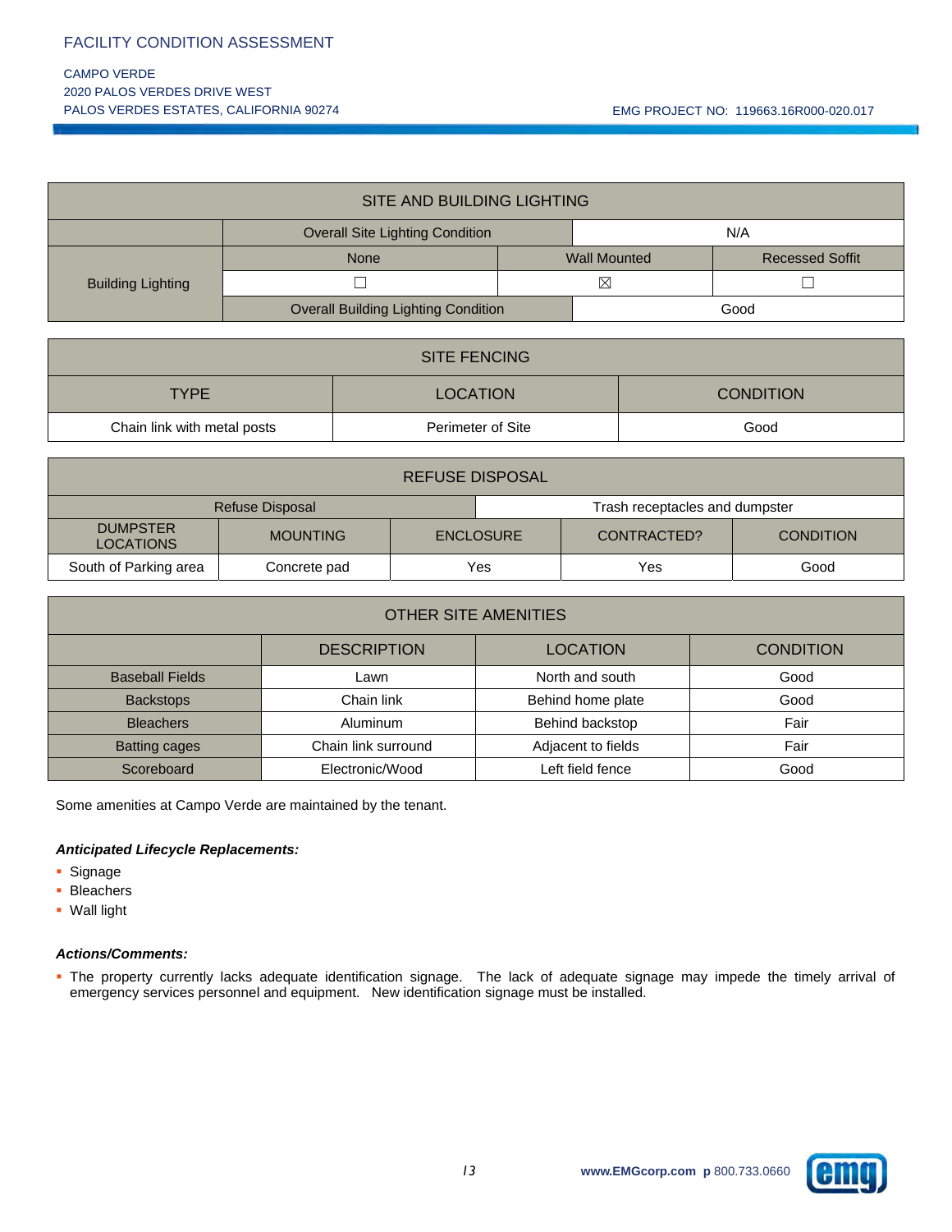| SITE AND BUILDING LIGHTING | | | |
| --- | --- | --- | --- |
| | Overall Site Lighting Condition | | N/A |
| Building Lighting | None | Wall Mounted | Recessed Soffit |
| | ☐ | ☒ | ☐ |
| | Overall Building Lighting Condition | | Good |

| SITE FENCING | | |
| --- | --- | --- |
| TYPE | LOCATION | CONDITION |
| Chain link with metal posts | Perimeter of Site | Good |

| REFUSE DISPOSAL | | | | |
| --- | --- | --- | --- | --- |
| Refuse Disposal | | Trash receptacles and dumpster | | |
| DUMPSTER LOCATIONS | MOUNTING | ENCLOSURE | CONTRACTED? | CONDITION |
| South of Parking area | Concrete pad | Yes | Yes | Good |

| OTHER SITE AMENITIES | | | |
| --- | --- | --- | --- |
| | DESCRIPTION | LOCATION | CONDITION |
| Baseball Fields | Lawn | North and south | Good |
| Backstops | Chain link | Behind home plate | Good |
| Bleachers | Aluminum | Behind backstop | Fair |
| Batting cages | Chain link surround | Adjacent to fields | Fair |
| Scoreboard | Electronic/Wood | Left field fence | Good |

Some amenities at Campo Verde are maintained by the tenant.

***Anticipated Lifecycle Replacements:***

- Signage
- Bleachers
- Wall light

***Actions/Comments:***

- The property currently lacks adequate identification signage. The lack of adequate signage may impede the timely arrival of emergency services personnel and equipment. New identification signage must be installed.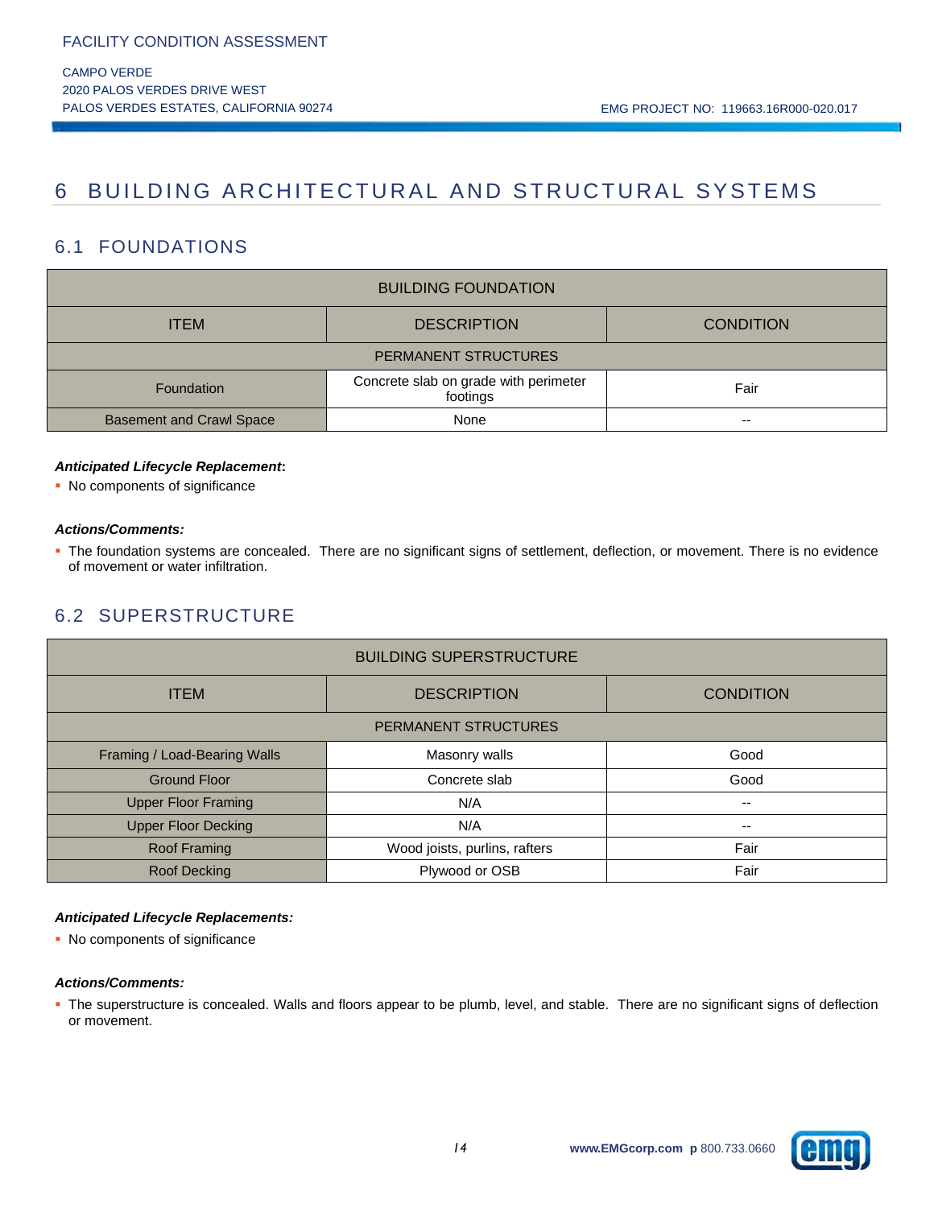# 6 BUILDING ARCHITECTURAL AND STRUCTURAL SYSTEMS

## 6.1 FOUNDATIONS

| BUILDING FOUNDATION | | |
|---|---|---|
| ITEM | DESCRIPTION | CONDITION |
| PERMANENT STRUCTURES | | |
| Foundation | Concrete slab on grade with perimeter footings | Fair |
| Basement and Crawl Space | None | -- |

***Anticipated Lifecycle Replacement*:**

- No components of significance

***Actions/Comments:***

- The foundation systems are concealed. There are no significant signs of settlement, deflection, or movement. There is no evidence of movement or water infiltration.

## 6.2 SUPERSTRUCTURE

| BUILDING SUPERSTRUCTURE | | |
|---|---|---|
| ITEM | DESCRIPTION | CONDITION |
| PERMANENT STRUCTURES | | |
| Framing / Load-Bearing Walls | Masonry walls | Good |
| Ground Floor | Concrete slab | Good |
| Upper Floor Framing | N/A | -- |
| Upper Floor Decking | N/A | -- |
| Roof Framing | Wood joists, purlins, rafters | Fair |
| Roof Decking | Plywood or OSB | Fair |

***Anticipated Lifecycle Replacements:***

- No components of significance

***Actions/Comments:***

- The superstructure is concealed. Walls and floors appear to be plumb, level, and stable. There are no significant signs of deflection or movement.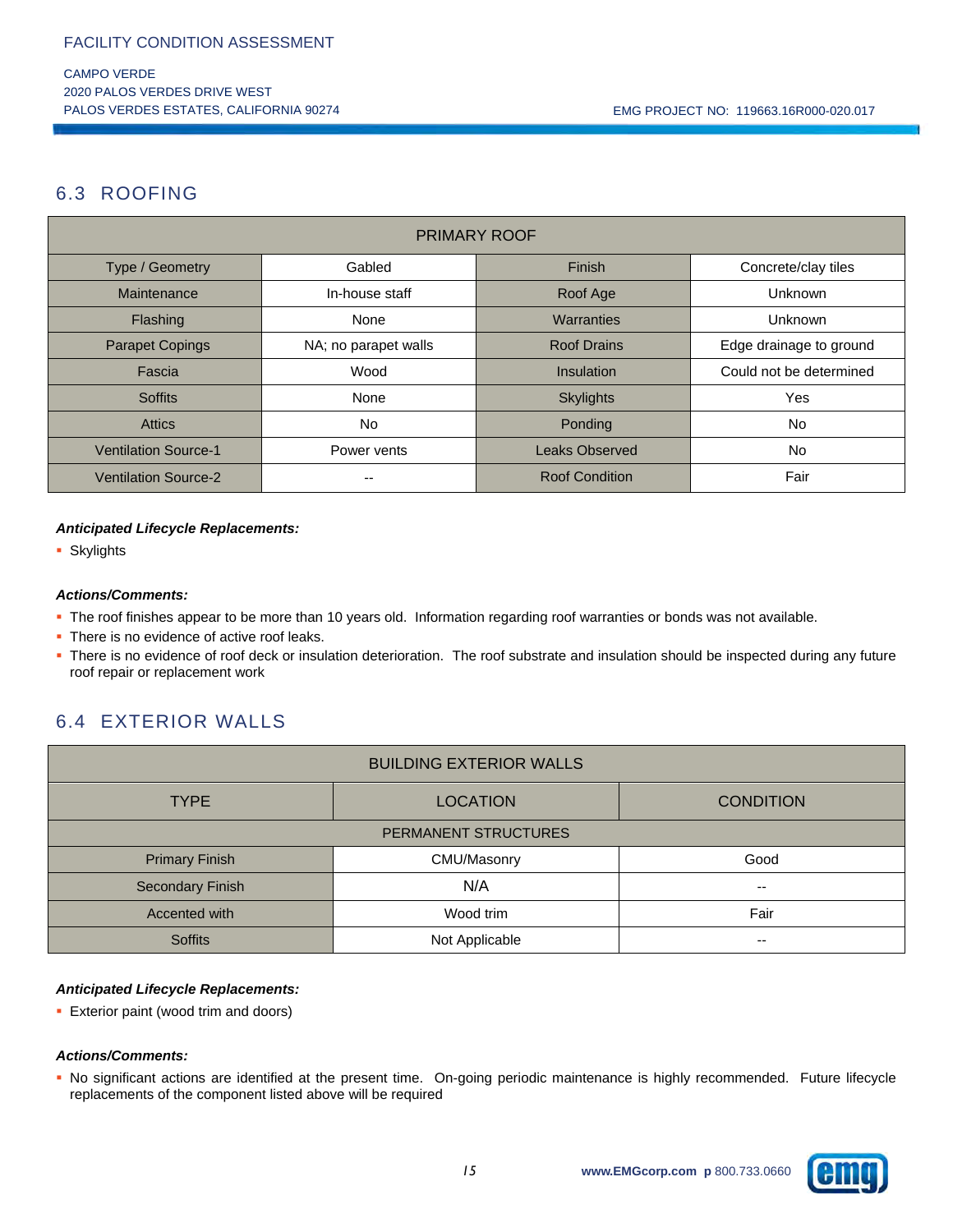## 6.3 ROOFING

| PRIMARY ROOF | | | |
|---|---|---|---|
| Type / Geometry | Gabled | Finish | Concrete/clay tiles |
| Maintenance | In-house staff | Roof Age | Unknown |
| Flashing | None | Warranties | Unknown |
| Parapet Copings | NA; no parapet walls | Roof Drains | Edge drainage to ground |
| Fascia | Wood | Insulation | Could not be determined |
| Soffits | None | Skylights | Yes |
| Attics | No | Ponding | No |
| Ventilation Source-1 | Power vents | Leaks Observed | No |
| Ventilation Source-2 | -- | Roof Condition | Fair |

***Anticipated Lifecycle Replacements:***

- Skylights

***Actions/Comments:***

- The roof finishes appear to be more than 10 years old. Information regarding roof warranties or bonds was not available.
- There is no evidence of active roof leaks.
- There is no evidence of roof deck or insulation deterioration. The roof substrate and insulation should be inspected during any future roof repair or replacement work

## 6.4 EXTERIOR WALLS

| BUILDING EXTERIOR WALLS | | |
|---|---|---|
| TYPE | LOCATION | CONDITION |
| PERMANENT STRUCTURES | | |
| Primary Finish | CMU/Masonry | Good |
| Secondary Finish | N/A | -- |
| Accented with | Wood trim | Fair |
| Soffits | Not Applicable | -- |

***Anticipated Lifecycle Replacements:***

- Exterior paint (wood trim and doors)

***Actions/Comments:***

- No significant actions are identified at the present time. On-going periodic maintenance is highly recommended. Future lifecycle replacements of the component listed above will be required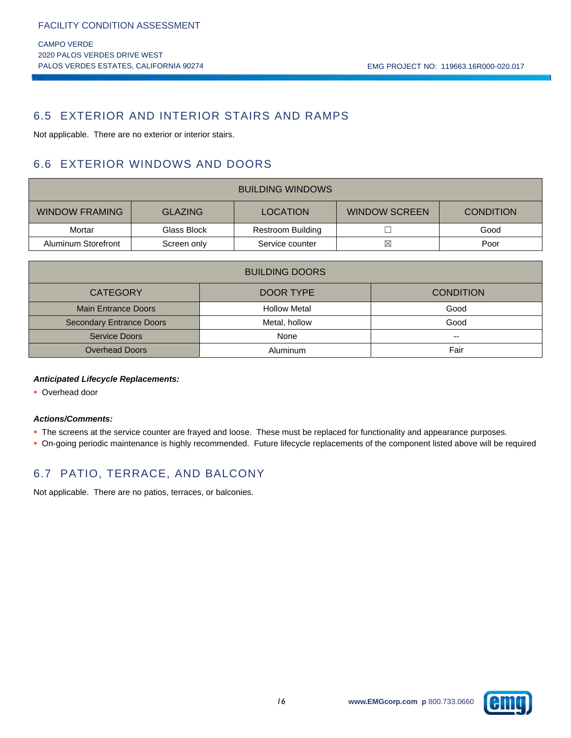## 6.5 EXTERIOR AND INTERIOR STAIRS AND RAMPS

Not applicable. There are no exterior or interior stairs.

## 6.6 EXTERIOR WINDOWS AND DOORS

| BUILDING WINDOWS | | | | |
|---|---|---|---|---|
| WINDOW FRAMING | GLAZING | LOCATION | WINDOW SCREEN | CONDITION |
| Mortar | Glass Block | Restroom Building | ☐ | Good |
| Aluminum Storefront | Screen only | Service counter | ☒ | Poor |

| BUILDING DOORS | | |
|---|---|---|
| CATEGORY | DOOR TYPE | CONDITION |
| Main Entrance Doors | Hollow Metal | Good |
| Secondary Entrance Doors | Metal, hollow | Good |
| Service Doors | None | -- |
| Overhead Doors | Aluminum | Fair |

***Anticipated Lifecycle Replacements:***

- Overhead door

***Actions/Comments:***

- The screens at the service counter are frayed and loose. These must be replaced for functionality and appearance purposes.
- On-going periodic maintenance is highly recommended. Future lifecycle replacements of the component listed above will be required

## 6.7 PATIO, TERRACE, AND BALCONY

Not applicable. There are no patios, terraces, or balconies.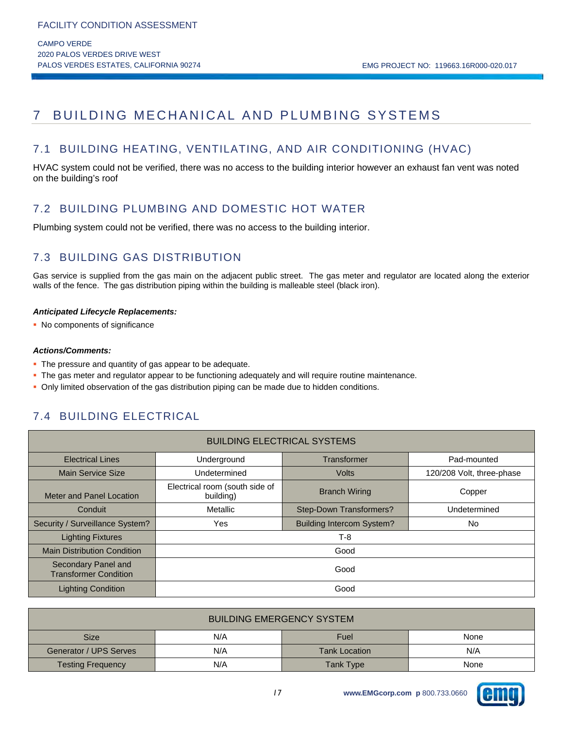# 7 BUILDING MECHANICAL AND PLUMBING SYSTEMS

## 7.1 BUILDING HEATING, VENTILATING, AND AIR CONDITIONING (HVAC)

HVAC system could not be verified, there was no access to the building interior however an exhaust fan vent was noted on the building's roof

## 7.2 BUILDING PLUMBING AND DOMESTIC HOT WATER

Plumbing system could not be verified, there was no access to the building interior.

## 7.3 BUILDING GAS DISTRIBUTION

Gas service is supplied from the gas main on the adjacent public street. The gas meter and regulator are located along the exterior walls of the fence. The gas distribution piping within the building is malleable steel (black iron).

***Anticipated Lifecycle Replacements:***

- No components of significance

***Actions/Comments:***

- The pressure and quantity of gas appear to be adequate.
- The gas meter and regulator appear to be functioning adequately and will require routine maintenance.
- Only limited observation of the gas distribution piping can be made due to hidden conditions.

## 7.4 BUILDING ELECTRICAL

| BUILDING ELECTRICAL SYSTEMS | | | |
|---|---|---|---|
| Electrical Lines | Underground | Transformer | Pad-mounted |
| Main Service Size | Undetermined | Volts | 120/208 Volt, three-phase |
| Meter and Panel Location | Electrical room (south side of building) | Branch Wiring | Copper |
| Conduit | Metallic | Step-Down Transformers? | Undetermined |
| Security / Surveillance System? | Yes | Building Intercom System? | No |
| Lighting Fixtures | T-8 | | |
| Main Distribution Condition | Good | | |
| Secondary Panel and Transformer Condition | Good | | |
| Lighting Condition | Good | | |

| BUILDING EMERGENCY SYSTEM | | | |
|---|---|---|---|
| Size | N/A | Fuel | None |
| Generator / UPS Serves | N/A | Tank Location | N/A |
| Testing Frequency | N/A | Tank Type | None |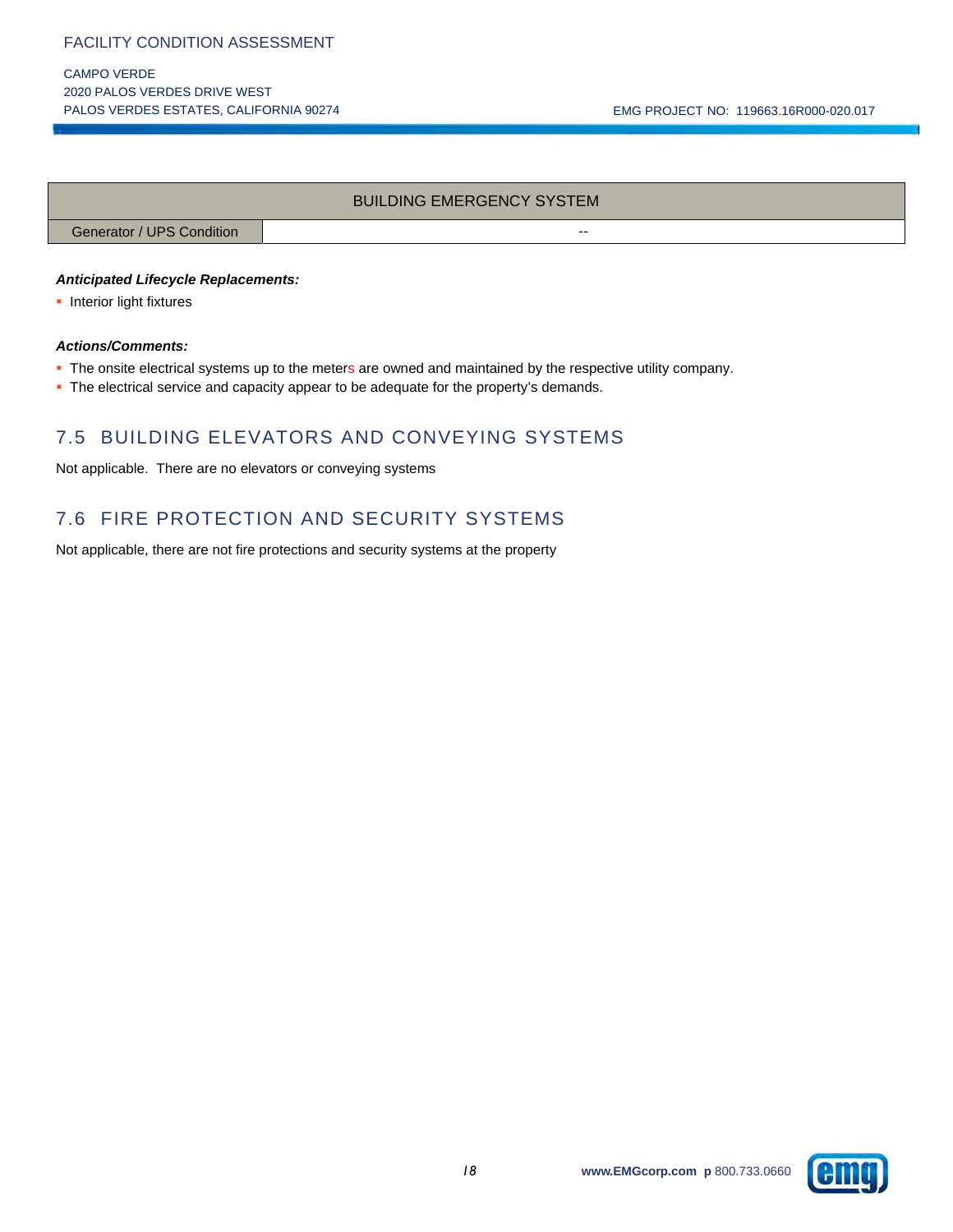| BUILDING EMERGENCY SYSTEM | |
| --- | --- |
| Generator / UPS Condition | -- |

***Anticipated Lifecycle Replacements:***

- Interior light fixtures

***Actions/Comments:***

- The onsite electrical systems up to the meters are owned and maintained by the respective utility company.
- The electrical service and capacity appear to be adequate for the property's demands.

## 7.5 BUILDING ELEVATORS AND CONVEYING SYSTEMS

Not applicable.  There are no elevators or conveying systems

## 7.6 FIRE PROTECTION AND SECURITY SYSTEMS

Not applicable, there are not fire protections and security systems at the property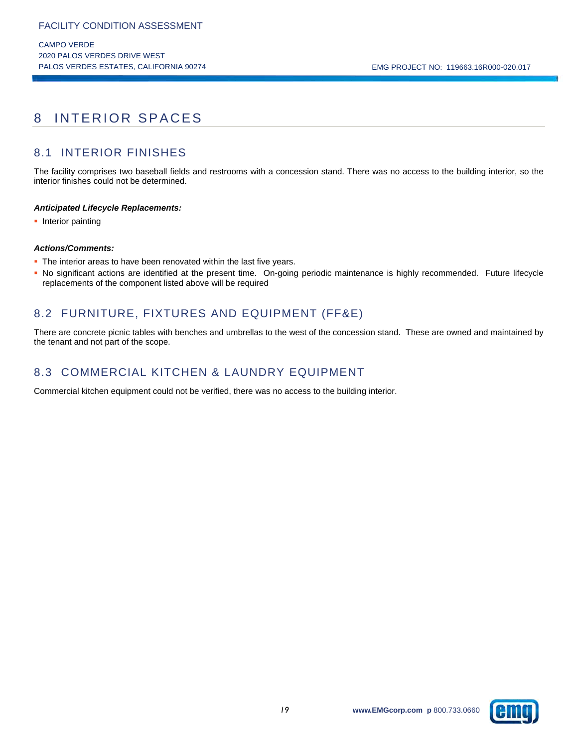# 8 INTERIOR SPACES

## 8.1 INTERIOR FINISHES

The facility comprises two baseball fields and restrooms with a concession stand. There was no access to the building interior, so the interior finishes could not be determined.

***Anticipated Lifecycle Replacements:***

- Interior painting

***Actions/Comments:***

- The interior areas to have been renovated within the last five years.
- No significant actions are identified at the present time. On-going periodic maintenance is highly recommended. Future lifecycle replacements of the component listed above will be required

## 8.2 FURNITURE, FIXTURES AND EQUIPMENT (FF&E)

There are concrete picnic tables with benches and umbrellas to the west of the concession stand. These are owned and maintained by the tenant and not part of the scope.

## 8.3 COMMERCIAL KITCHEN & LAUNDRY EQUIPMENT

Commercial kitchen equipment could not be verified, there was no access to the building interior.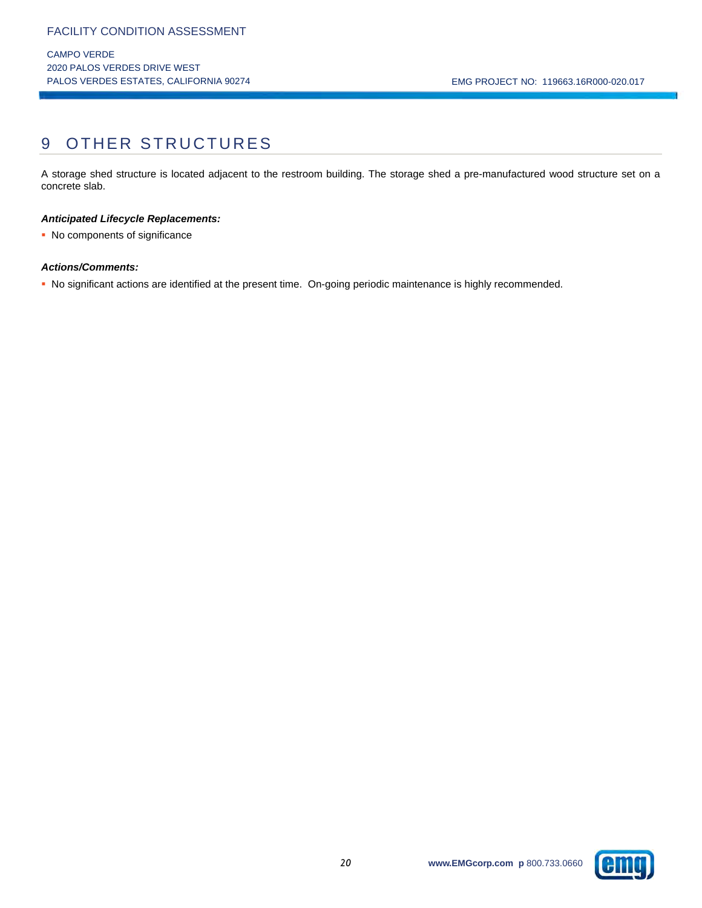# 9 OTHER STRUCTURES

A storage shed structure is located adjacent to the restroom building. The storage shed a pre-manufactured wood structure set on a concrete slab.

***Anticipated Lifecycle Replacements:***

- No components of significance

***Actions/Comments:***

- No significant actions are identified at the present time. On-going periodic maintenance is highly recommended.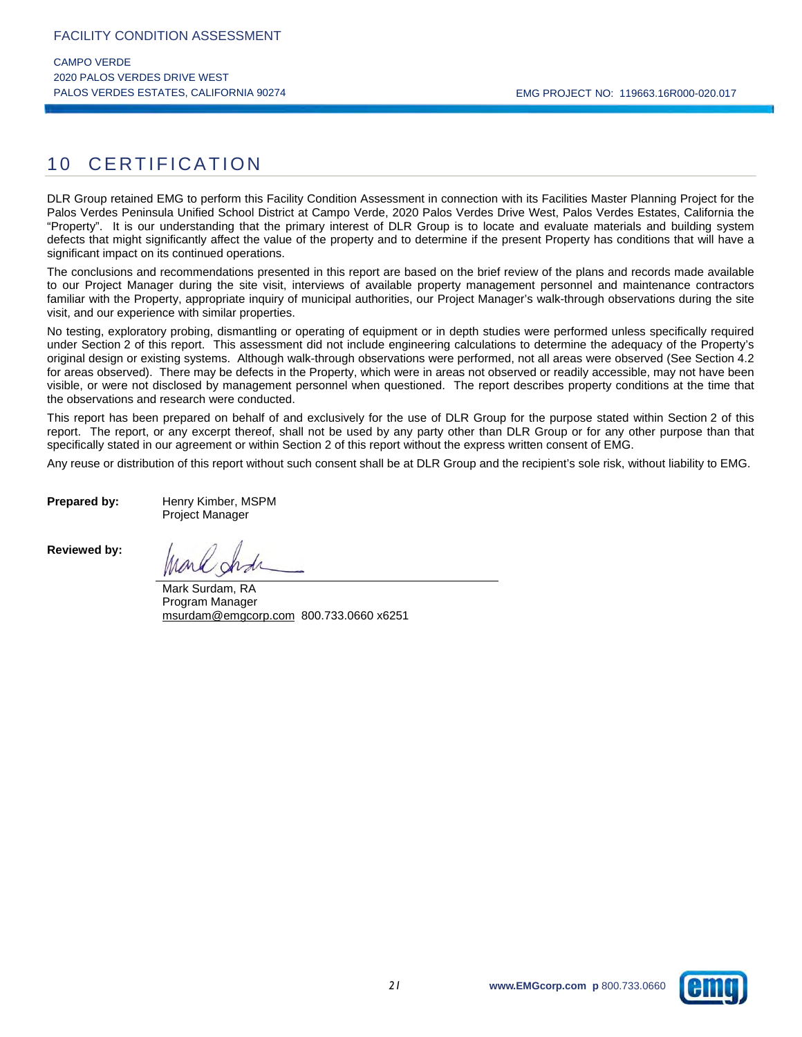# 10 CERTIFICATION

DLR Group retained EMG to perform this Facility Condition Assessment in connection with its Facilities Master Planning Project for the Palos Verdes Peninsula Unified School District at Campo Verde, 2020 Palos Verdes Drive West, Palos Verdes Estates, California the "Property". It is our understanding that the primary interest of DLR Group is to locate and evaluate materials and building system defects that might significantly affect the value of the property and to determine if the present Property has conditions that will have a significant impact on its continued operations.

The conclusions and recommendations presented in this report are based on the brief review of the plans and records made available to our Project Manager during the site visit, interviews of available property management personnel and maintenance contractors familiar with the Property, appropriate inquiry of municipal authorities, our Project Manager's walk-through observations during the site visit, and our experience with similar properties.

No testing, exploratory probing, dismantling or operating of equipment or in depth studies were performed unless specifically required under Section 2 of this report. This assessment did not include engineering calculations to determine the adequacy of the Property's original design or existing systems. Although walk-through observations were performed, not all areas were observed (See Section 4.2 for areas observed). There may be defects in the Property, which were in areas not observed or readily accessible, may not have been visible, or were not disclosed by management personnel when questioned. The report describes property conditions at the time that the observations and research were conducted.

This report has been prepared on behalf of and exclusively for the use of DLR Group for the purpose stated within Section 2 of this report. The report, or any excerpt thereof, shall not be used by any party other than DLR Group or for any other purpose than that specifically stated in our agreement or within Section 2 of this report without the express written consent of EMG.

Any reuse or distribution of this report without such consent shall be at DLR Group and the recipient's sole risk, without liability to EMG.

**Prepared by:** Henry Kimber, MSPM
Project Manager

**Reviewed by:**

Mark Surdam, RA
Program Manager
msurdam@emgcorp.com 800.733.0660 x6251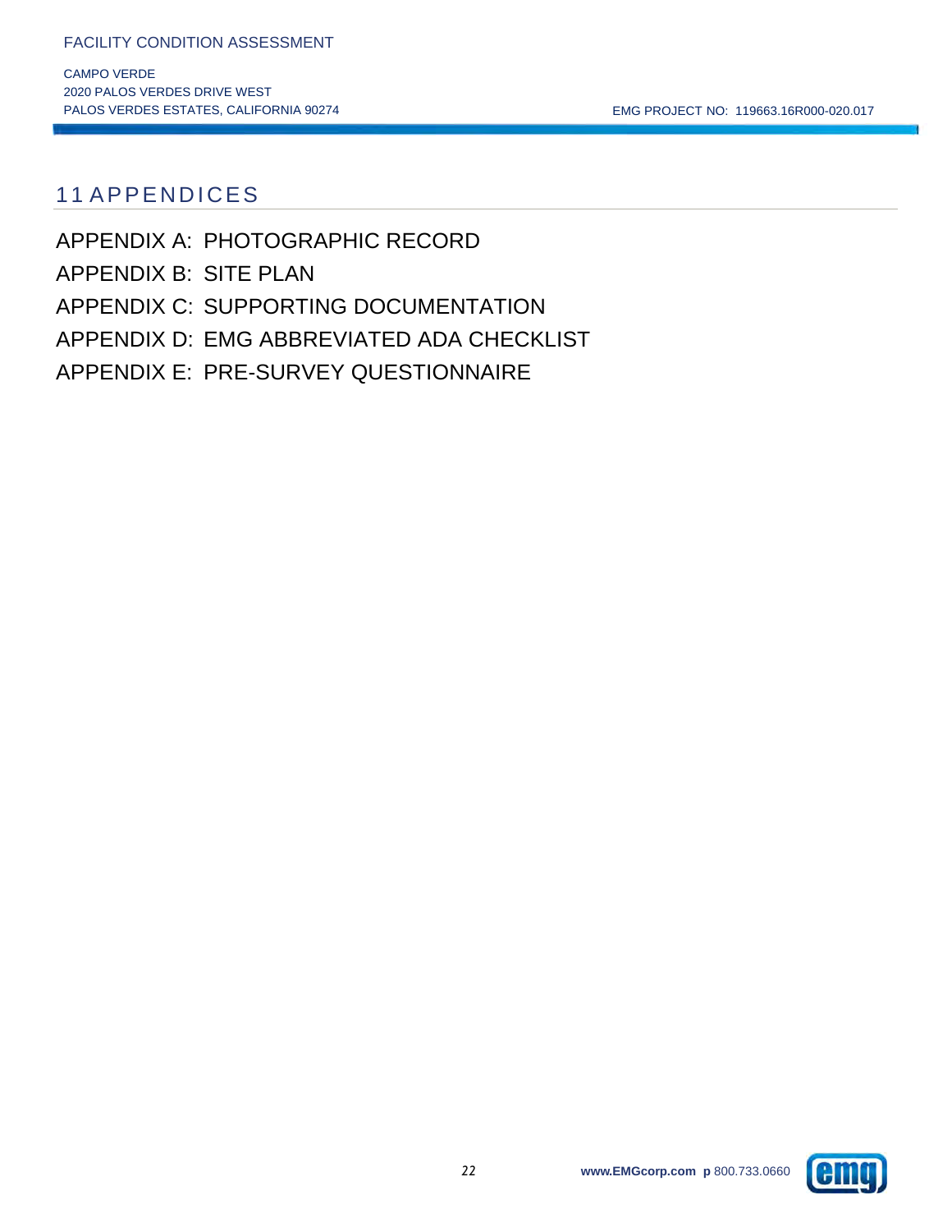# 11 APPENDICES

APPENDIX A: PHOTOGRAPHIC RECORD

APPENDIX B: SITE PLAN

APPENDIX C: SUPPORTING DOCUMENTATION

APPENDIX D: EMG ABBREVIATED ADA CHECKLIST

APPENDIX E: PRE-SURVEY QUESTIONNAIRE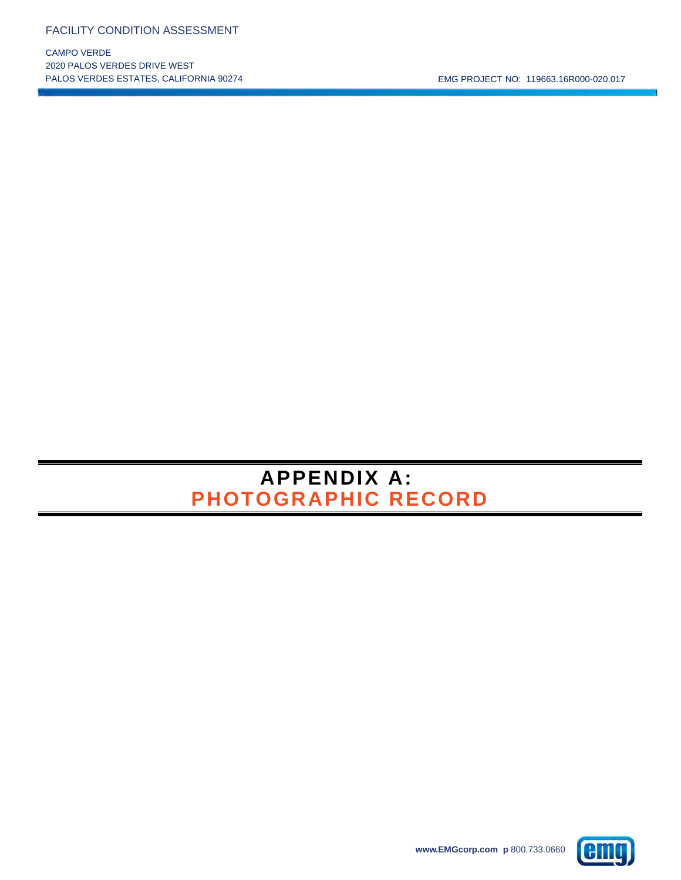# APPENDIX A:
# PHOTOGRAPHIC RECORD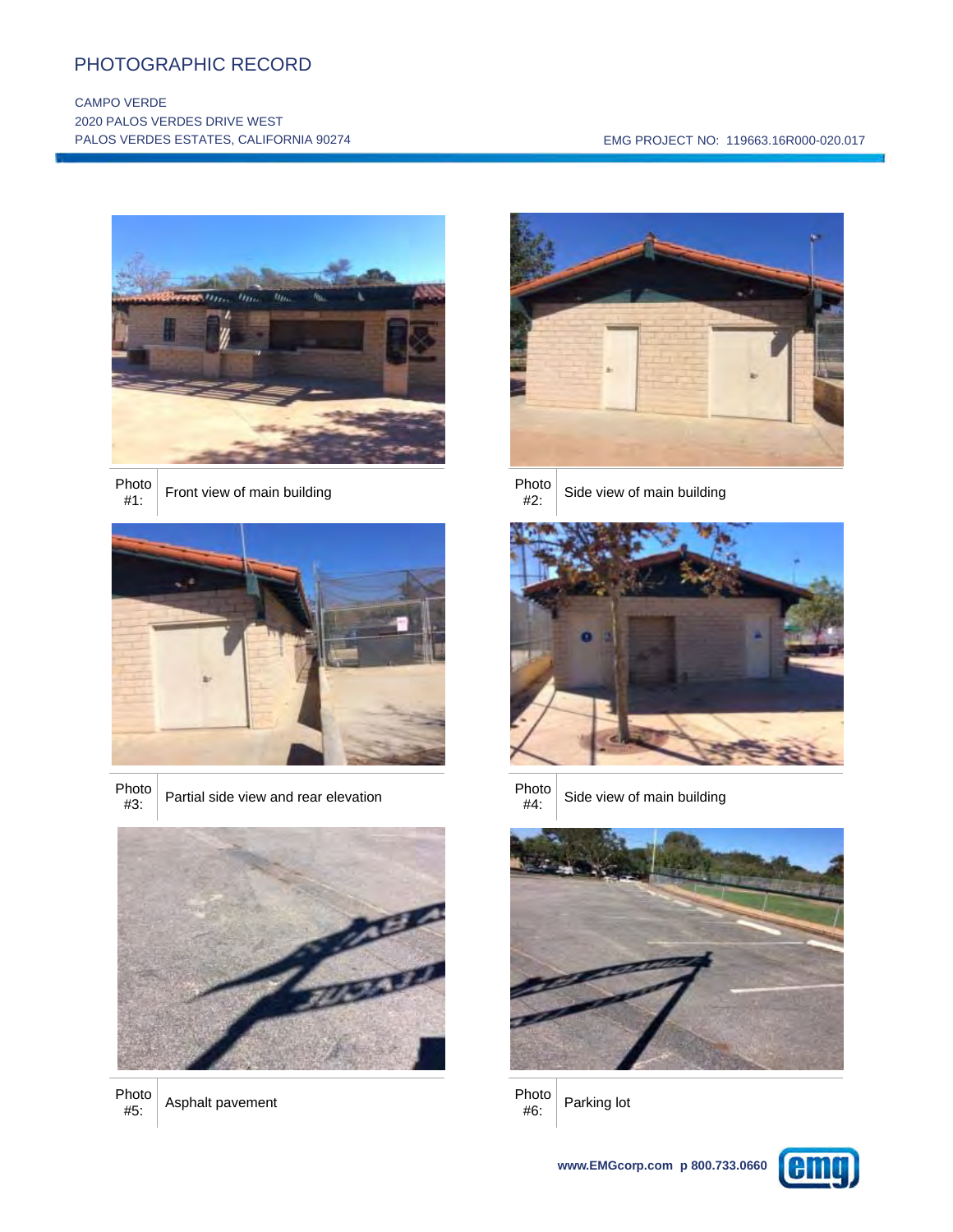# PHOTOGRAPHIC RECORD

CAMPO VERDE
2020 PALOS VERDES DRIVE WEST
PALOS VERDES ESTATES, CALIFORNIA 90274

EMG PROJECT NO: 119663.16R000-020.017

| Photo #1: | Front view of main building |
|---|---|

| Photo #2: | Side view of main building |
|---|---|

| Photo #3: | Partial side view and rear elevation |
|---|---|

| Photo #4: | Side view of main building |
|---|---|

| Photo #5: | Asphalt pavement |
|---|---|

| Photo #6: | Parking lot |
|---|---|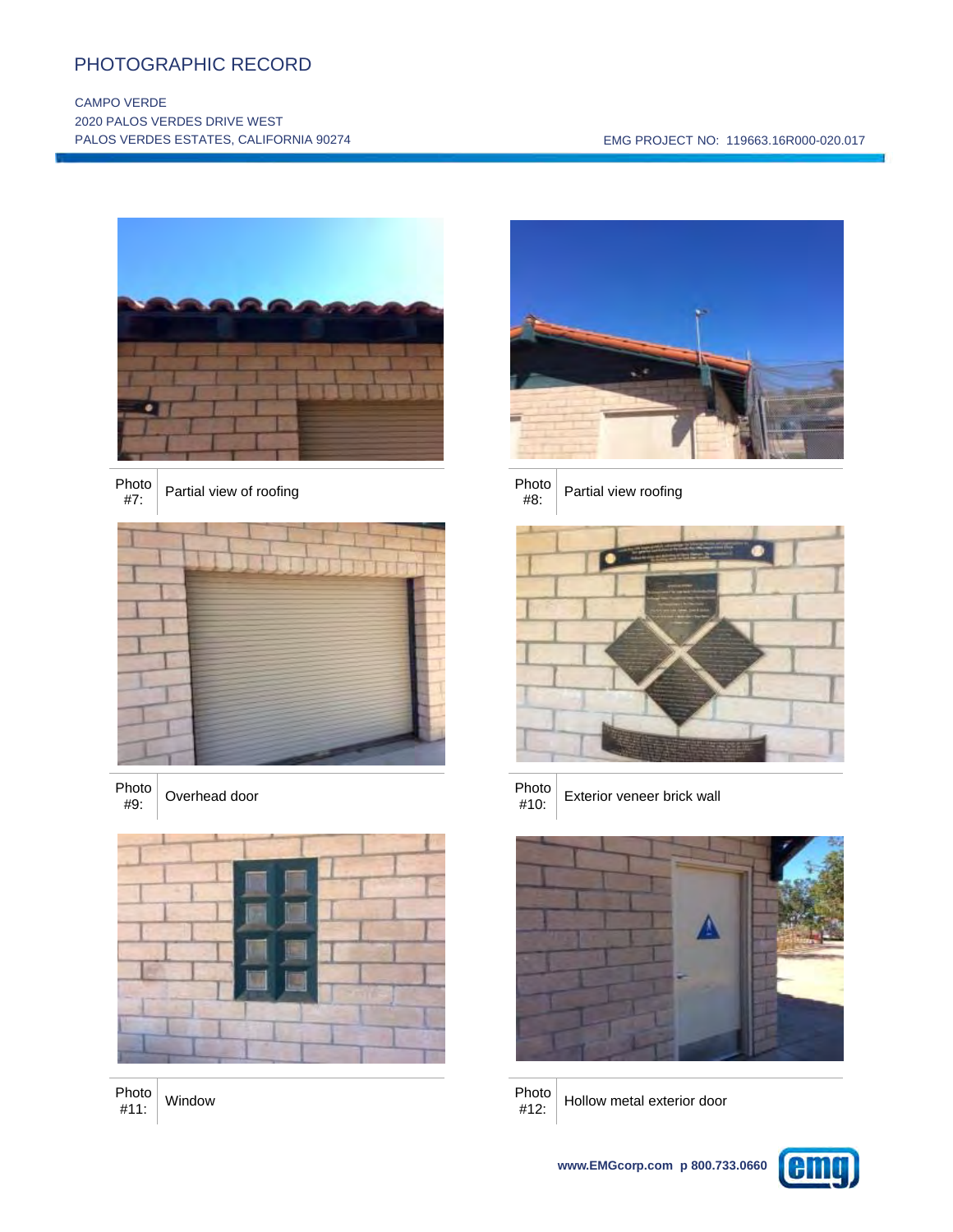# PHOTOGRAPHIC RECORD

CAMPO VERDE
2020 PALOS VERDES DRIVE WEST
PALOS VERDES ESTATES, CALIFORNIA 90274

EMG PROJECT NO: 119663.16R000-020.017

| Photo #7: | Partial view of roofing |
|---|---|

| Photo #8: | Partial view roofing |
|---|---|

| Photo #9: | Overhead door |
|---|---|

| Photo #10: | Exterior veneer brick wall |
|---|---|

| Photo #11: | Window |
|---|---|

| Photo #12: | Hollow metal exterior door |
|---|---|

www.EMGcorp.com p 800.733.0660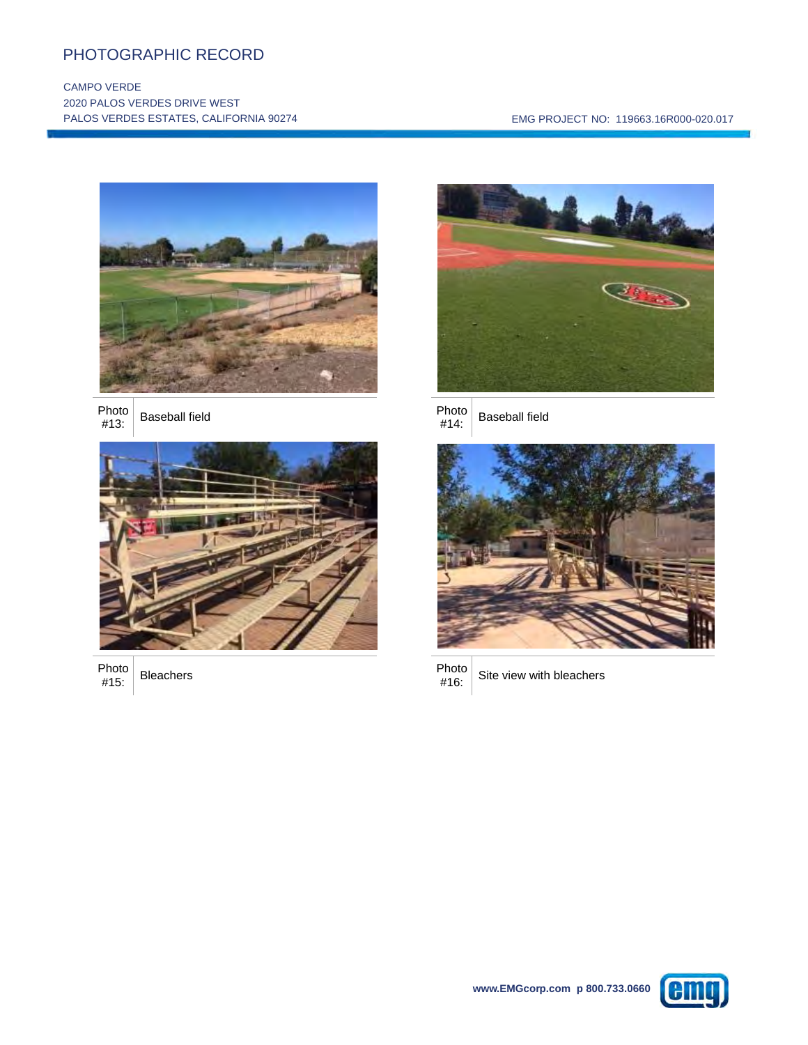# PHOTOGRAPHIC RECORD

CAMPO VERDE
2020 PALOS VERDES DRIVE WEST
PALOS VERDES ESTATES, CALIFORNIA 90274

EMG PROJECT NO: 119663.16R000-020.017

| Photo #13: | Baseball field |
|---|---|

| Photo #14: | Baseball field |
|---|---|

| Photo #15: | Bleachers |
|---|---|

| Photo #16: | Site view with bleachers |
|---|---|

www.EMGcorp.com p 800.733.0660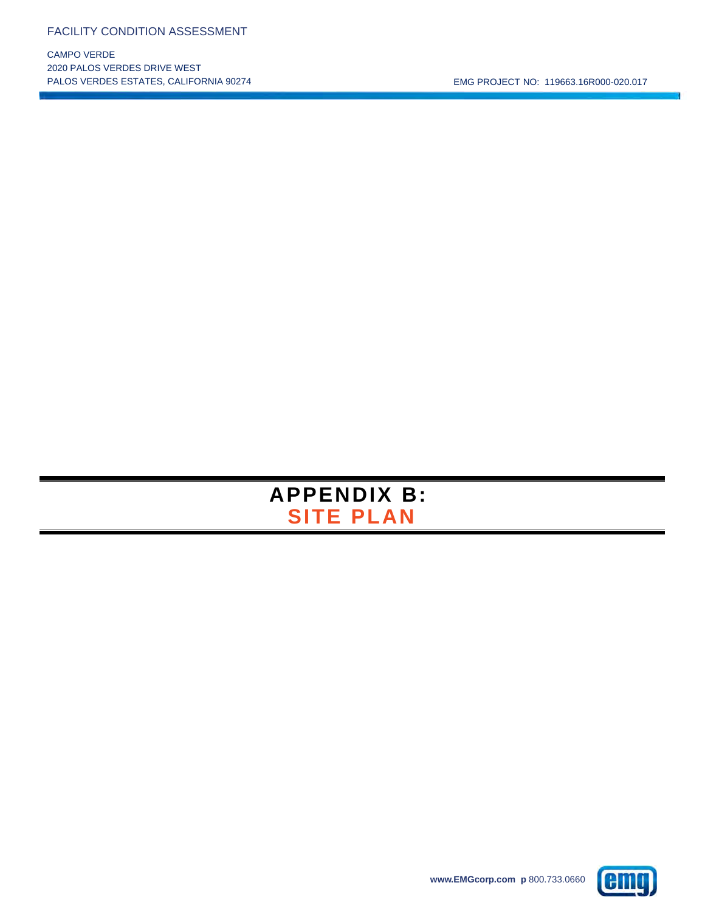# APPENDIX B:
## SITE PLAN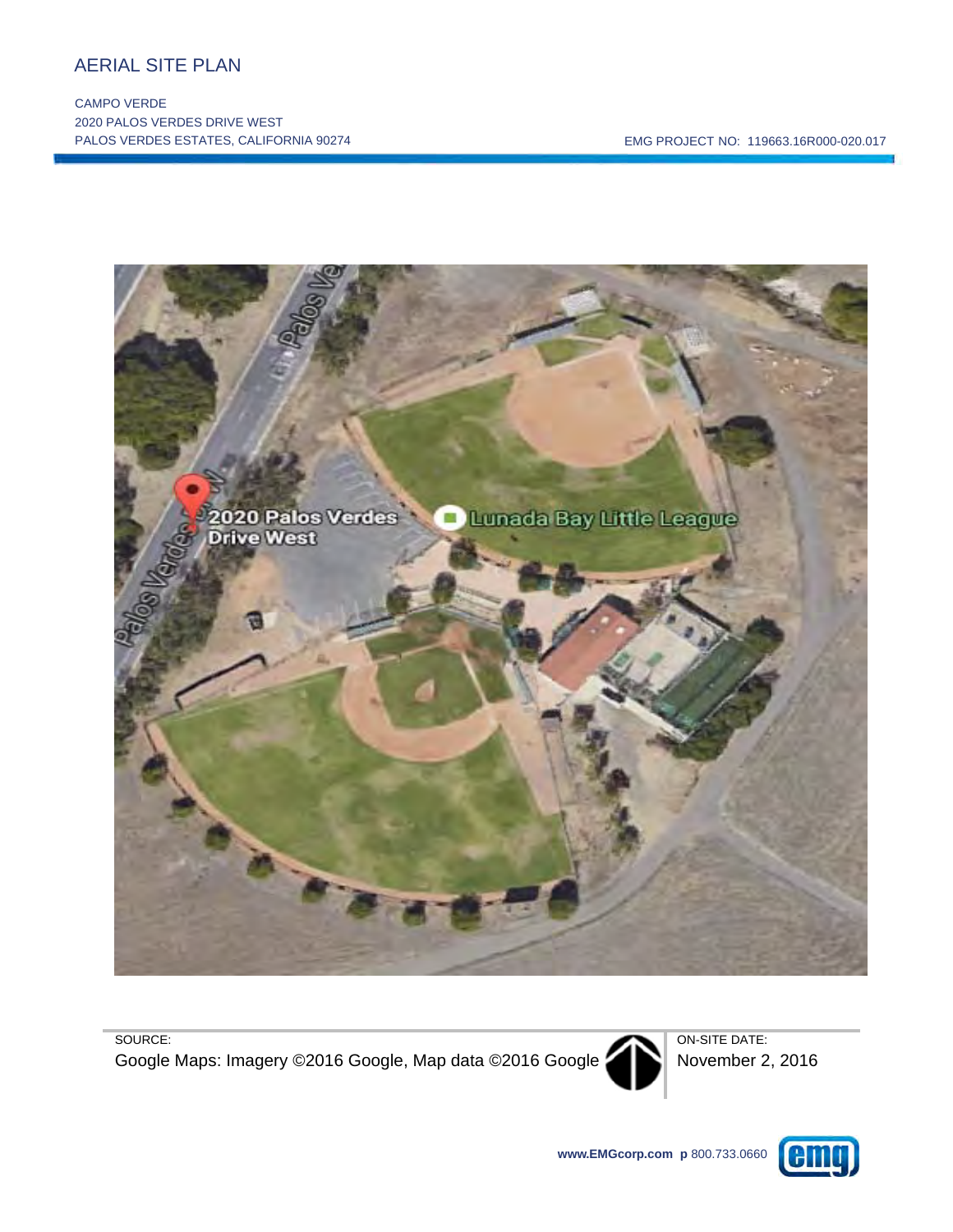# AERIAL SITE PLAN

CAMPO VERDE
2020 PALOS VERDES DRIVE WEST
PALOS VERDES ESTATES, CALIFORNIA 90274

EMG PROJECT NO: 119663.16R000-020.017

SOURCE:
Google Maps: Imagery ©2016 Google, Map data ©2016 Google

ON-SITE DATE:
November 2, 2016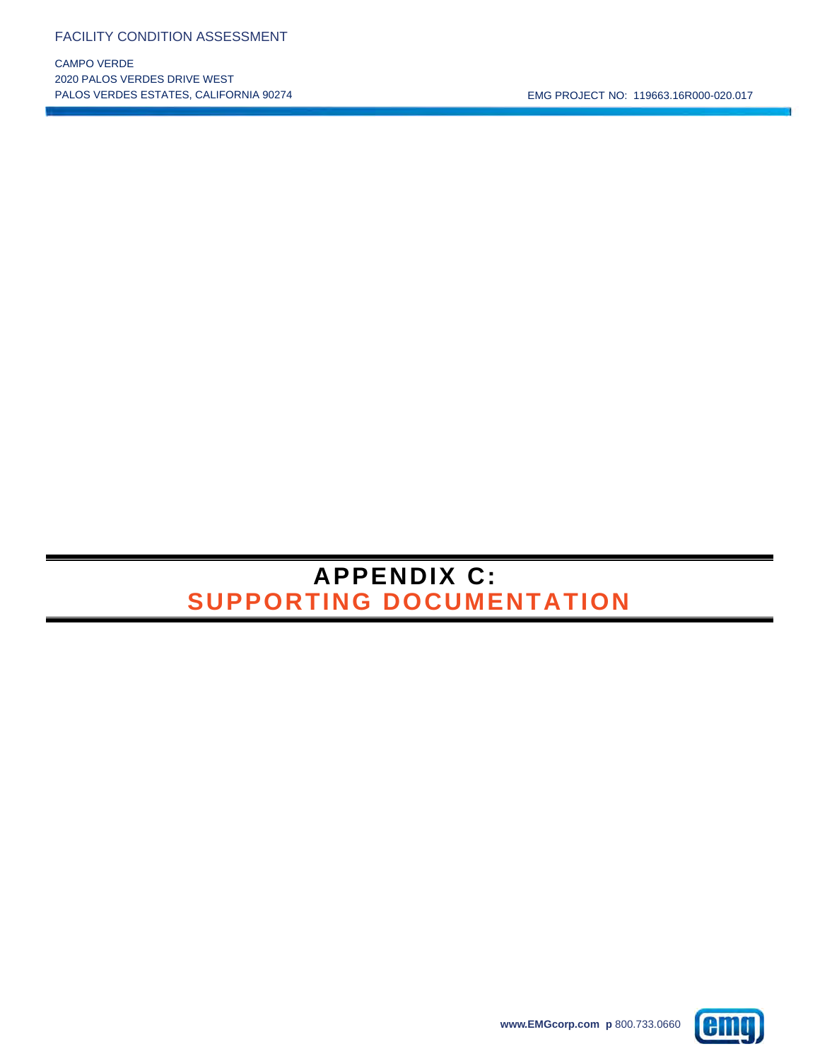# APPENDIX C:
# SUPPORTING DOCUMENTATION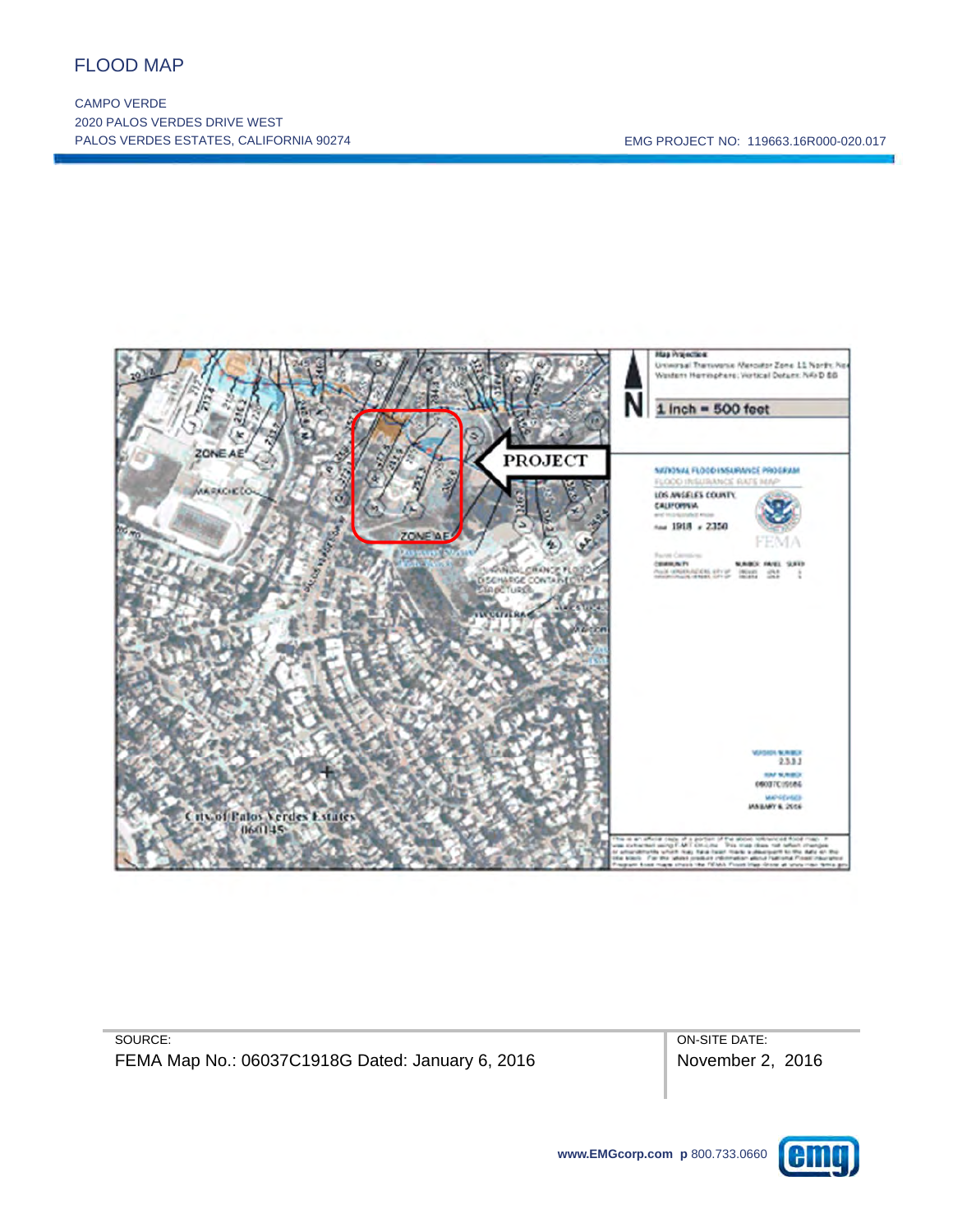# FLOOD MAP

CAMPO VERDE
2020 PALOS VERDES DRIVE WEST
PALOS VERDES ESTATES, CALIFORNIA 90274

EMG PROJECT NO: 119663.16R000-020.017

| SOURCE: | ON-SITE DATE: |
|---|---|
| FEMA Map No.: 06037C1918G Dated: January 6, 2016 | November 2, 2016 |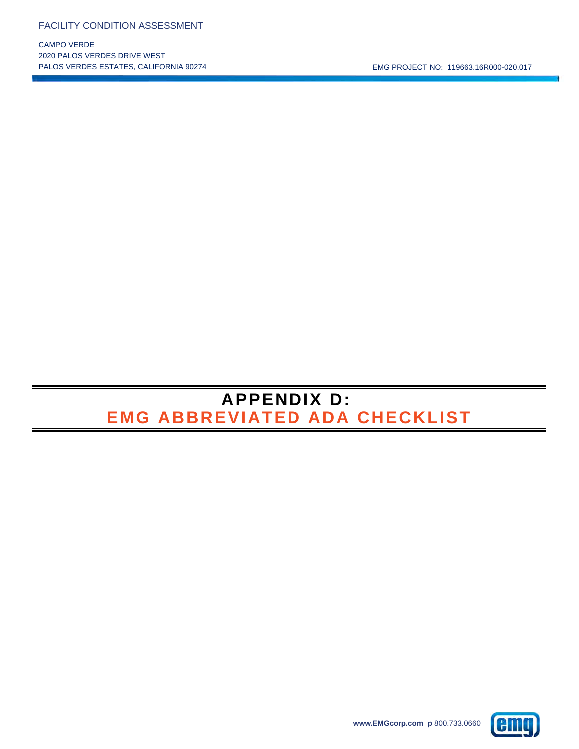# APPENDIX D:
# EMG ABBREVIATED ADA CHECKLIST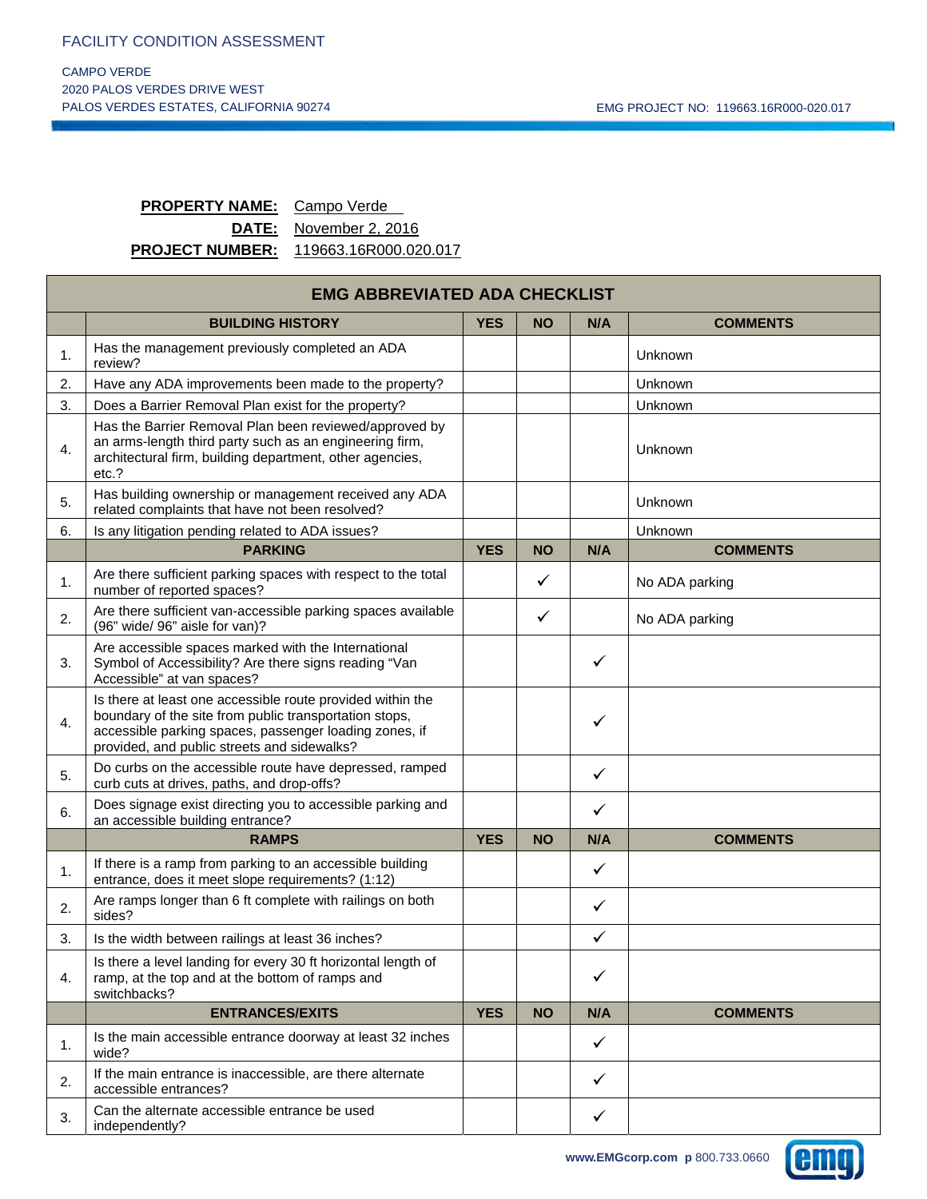FACILITY CONDITION ASSESSMENT

CAMPO VERDE
2020 PALOS VERDES DRIVE WEST
PALOS VERDES ESTATES, CALIFORNIA 90274

EMG PROJECT NO: 119663.16R000-020.017

**PROPERTY NAME:** Campo Verde
**DATE:** November 2, 2016
**PROJECT NUMBER:** 119663.16R000.020.017

| EMG ABBREVIATED ADA CHECKLIST | | | | | |
|---|---|---|---|---|---|
| | **BUILDING HISTORY** | **YES** | **NO** | **N/A** | **COMMENTS** |
| 1. | Has the management previously completed an ADA review? | | | | Unknown |
| 2. | Have any ADA improvements been made to the property? | | | | Unknown |
| 3. | Does a Barrier Removal Plan exist for the property? | | | | Unknown |
| 4. | Has the Barrier Removal Plan been reviewed/approved by an arms-length third party such as an engineering firm, architectural firm, building department, other agencies, etc.? | | | | Unknown |
| 5. | Has building ownership or management received any ADA related complaints that have not been resolved? | | | | Unknown |
| 6. | Is any litigation pending related to ADA issues? | | | | Unknown |
| | **PARKING** | **YES** | **NO** | **N/A** | **COMMENTS** |
| 1. | Are there sufficient parking spaces with respect to the total number of reported spaces? | | ✓ | | No ADA parking |
| 2. | Are there sufficient van-accessible parking spaces available (96" wide/ 96" aisle for van)? | | ✓ | | No ADA parking |
| 3. | Are accessible spaces marked with the International Symbol of Accessibility? Are there signs reading "Van Accessible" at van spaces? | | | ✓ | |
| 4. | Is there at least one accessible route provided within the boundary of the site from public transportation stops, accessible parking spaces, passenger loading zones, if provided, and public streets and sidewalks? | | | ✓ | |
| 5. | Do curbs on the accessible route have depressed, ramped curb cuts at drives, paths, and drop-offs? | | | ✓ | |
| 6. | Does signage exist directing you to accessible parking and an accessible building entrance? | | | ✓ | |
| | **RAMPS** | **YES** | **NO** | **N/A** | **COMMENTS** |
| 1. | If there is a ramp from parking to an accessible building entrance, does it meet slope requirements? (1:12) | | | ✓ | |
| 2. | Are ramps longer than 6 ft complete with railings on both sides? | | | ✓ | |
| 3. | Is the width between railings at least 36 inches? | | | ✓ | |
| 4. | Is there a level landing for every 30 ft horizontal length of ramp, at the top and at the bottom of ramps and switchbacks? | | | ✓ | |
| | **ENTRANCES/EXITS** | **YES** | **NO** | **N/A** | **COMMENTS** |
| 1. | Is the main accessible entrance doorway at least 32 inches wide? | | | ✓ | |
| 2. | If the main entrance is inaccessible, are there alternate accessible entrances? | | | ✓ | |
| 3. | Can the alternate accessible entrance be used independently? | | | ✓ | |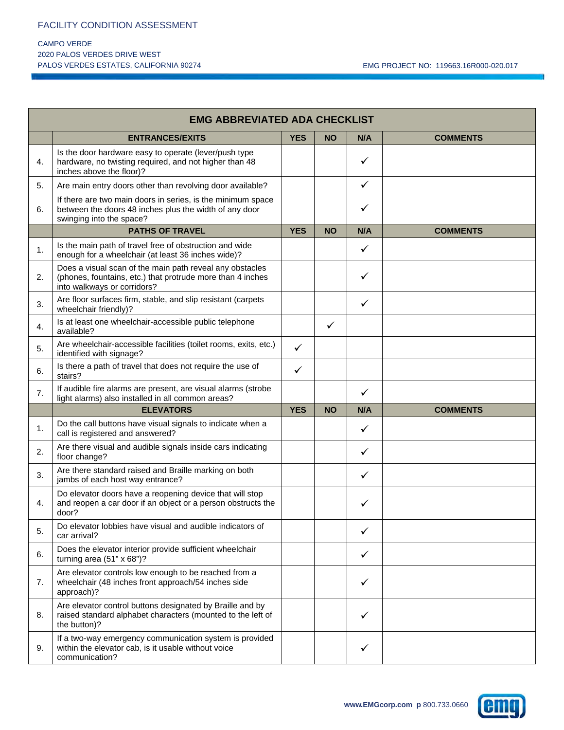FACILITY CONDITION ASSESSMENT

CAMPO VERDE
2020 PALOS VERDES DRIVE WEST
PALOS VERDES ESTATES, CALIFORNIA 90274

EMG PROJECT NO: 119663.16R000-020.017

| EMG ABBREVIATED ADA CHECKLIST | | | | | |
|---|---|---|---|---|---|
| | **ENTRANCES/EXITS** | **YES** | **NO** | **N/A** | **COMMENTS** |
| 4. | Is the door hardware easy to operate (lever/push type hardware, no twisting required, and not higher than 48 inches above the floor)? | | | ✓ | |
| 5. | Are main entry doors other than revolving door available? | | | ✓ | |
| 6. | If there are two main doors in series, is the minimum space between the doors 48 inches plus the width of any door swinging into the space? | | | ✓ | |
| | **PATHS OF TRAVEL** | **YES** | **NO** | **N/A** | **COMMENTS** |
| 1. | Is the main path of travel free of obstruction and wide enough for a wheelchair (at least 36 inches wide)? | | | ✓ | |
| 2. | Does a visual scan of the main path reveal any obstacles (phones, fountains, etc.) that protrude more than 4 inches into walkways or corridors? | | | ✓ | |
| 3. | Are floor surfaces firm, stable, and slip resistant (carpets wheelchair friendly)? | | | ✓ | |
| 4. | Is at least one wheelchair-accessible public telephone available? | | ✓ | | |
| 5. | Are wheelchair-accessible facilities (toilet rooms, exits, etc.) identified with signage? | ✓ | | | |
| 6. | Is there a path of travel that does not require the use of stairs? | ✓ | | | |
| 7. | If audible fire alarms are present, are visual alarms (strobe light alarms) also installed in all common areas? | | | ✓ | |
| | **ELEVATORS** | **YES** | **NO** | **N/A** | **COMMENTS** |
| 1. | Do the call buttons have visual signals to indicate when a call is registered and answered? | | | ✓ | |
| 2. | Are there visual and audible signals inside cars indicating floor change? | | | ✓ | |
| 3. | Are there standard raised and Braille marking on both jambs of each host way entrance? | | | ✓ | |
| 4. | Do elevator doors have a reopening device that will stop and reopen a car door if an object or a person obstructs the door? | | | ✓ | |
| 5. | Do elevator lobbies have visual and audible indicators of car arrival? | | | ✓ | |
| 6. | Does the elevator interior provide sufficient wheelchair turning area (51" x 68")? | | | ✓ | |
| 7. | Are elevator controls low enough to be reached from a wheelchair (48 inches front approach/54 inches side approach)? | | | ✓ | |
| 8. | Are elevator control buttons designated by Braille and by raised standard alphabet characters (mounted to the left of the button)? | | | ✓ | |
| 9. | If a two-way emergency communication system is provided within the elevator cab, is it usable without voice communication? | | | ✓ | |

**www.EMGcorp.com p** 800.733.0660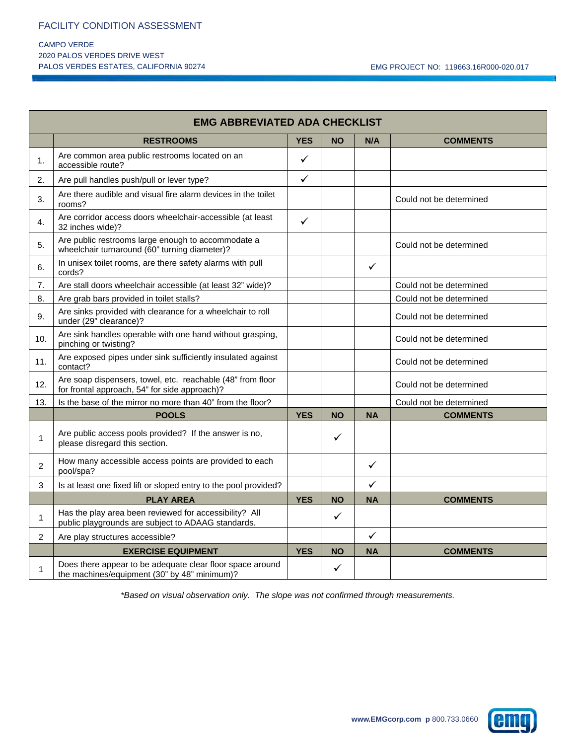FACILITY CONDITION ASSESSMENT

CAMPO VERDE
2020 PALOS VERDES DRIVE WEST
PALOS VERDES ESTATES, CALIFORNIA 90274

EMG PROJECT NO: 119663.16R000-020.017

| EMG ABBREVIATED ADA CHECKLIST | | | | | |
|---|---|---|---|---|---|
| | **RESTROOMS** | **YES** | **NO** | **N/A** | **COMMENTS** |
| 1. | Are common area public restrooms located on an accessible route? | ✓ | | | |
| 2. | Are pull handles push/pull or lever type? | ✓ | | | |
| 3. | Are there audible and visual fire alarm devices in the toilet rooms? | | | | Could not be determined |
| 4. | Are corridor access doors wheelchair-accessible (at least 32 inches wide)? | ✓ | | | |
| 5. | Are public restrooms large enough to accommodate a wheelchair turnaround (60" turning diameter)? | | | | Could not be determined |
| 6. | In unisex toilet rooms, are there safety alarms with pull cords? | | | ✓ | |
| 7. | Are stall doors wheelchair accessible (at least 32" wide)? | | | | Could not be determined |
| 8. | Are grab bars provided in toilet stalls? | | | | Could not be determined |
| 9. | Are sinks provided with clearance for a wheelchair to roll under (29" clearance)? | | | | Could not be determined |
| 10. | Are sink handles operable with one hand without grasping, pinching or twisting? | | | | Could not be determined |
| 11. | Are exposed pipes under sink sufficiently insulated against contact? | | | | Could not be determined |
| 12. | Are soap dispensers, towel, etc. reachable (48" from floor for frontal approach, 54" for side approach)? | | | | Could not be determined |
| 13. | Is the base of the mirror no more than 40" from the floor? | | | | Could not be determined |
| | **POOLS** | **YES** | **NO** | **NA** | **COMMENTS** |
| 1 | Are public access pools provided? If the answer is no, please disregard this section. | | ✓ | | |
| 2 | How many accessible access points are provided to each pool/spa? | | | ✓ | |
| 3 | Is at least one fixed lift or sloped entry to the pool provided? | | | ✓ | |
| | **PLAY AREA** | **YES** | **NO** | **NA** | **COMMENTS** |
| 1 | Has the play area been reviewed for accessibility? All public playgrounds are subject to ADAAG standards. | | ✓ | | |
| 2 | Are play structures accessible? | | | ✓ | |
| | **EXERCISE EQUIPMENT** | **YES** | **NO** | **NA** | **COMMENTS** |
| 1 | Does there appear to be adequate clear floor space around the machines/equipment (30" by 48" minimum)? | | ✓ | | |

*\*Based on visual observation only. The slope was not confirmed through measurements.*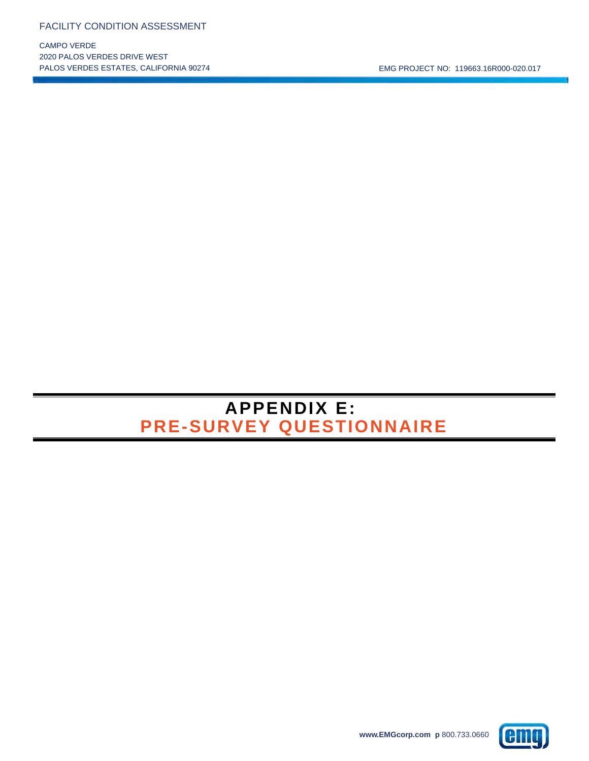# APPENDIX E:
# PRE-SURVEY QUESTIONNAIRE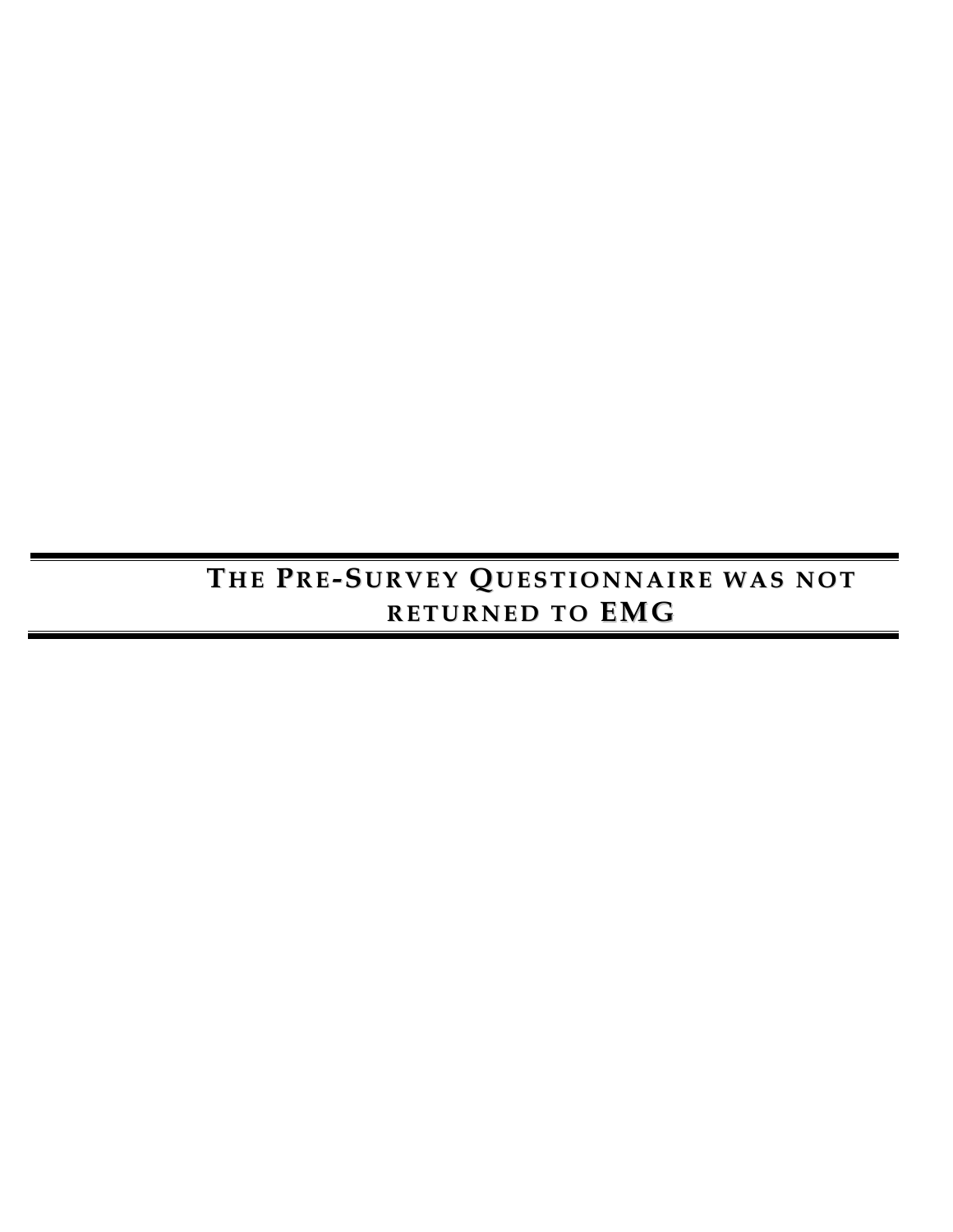# The Pre-Survey Questionnaire was not returned to EMG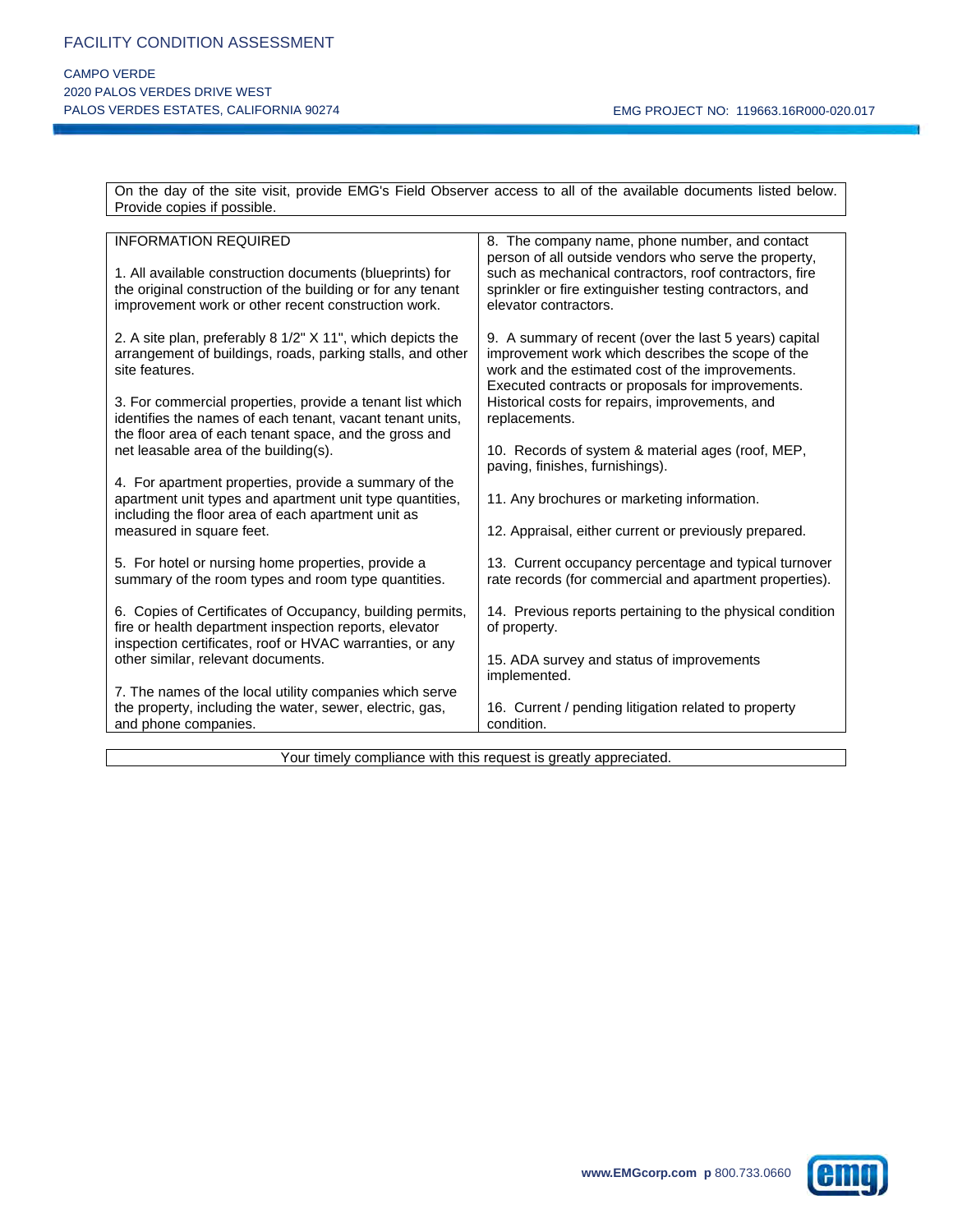On the day of the site visit, provide EMG's Field Observer access to all of the available documents listed below. Provide copies if possible.

| | |
|---|---|
| INFORMATION REQUIRED<br><br>1. All available construction documents (blueprints) for the original construction of the building or for any tenant improvement work or other recent construction work.<br><br>2. A site plan, preferably 8 1/2" X 11", which depicts the arrangement of buildings, roads, parking stalls, and other site features.<br><br>3. For commercial properties, provide a tenant list which identifies the names of each tenant, vacant tenant units, the floor area of each tenant space, and the gross and net leasable area of the building(s).<br><br>4. For apartment properties, provide a summary of the apartment unit types and apartment unit type quantities, including the floor area of each apartment unit as measured in square feet.<br><br>5. For hotel or nursing home properties, provide a summary of the room types and room type quantities.<br><br>6. Copies of Certificates of Occupancy, building permits, fire or health department inspection reports, elevator inspection certificates, roof or HVAC warranties, or any other similar, relevant documents.<br><br>7. The names of the local utility companies which serve the property, including the water, sewer, electric, gas, and phone companies. | 8. The company name, phone number, and contact person of all outside vendors who serve the property, such as mechanical contractors, roof contractors, fire sprinkler or fire extinguisher testing contractors, and elevator contractors.<br><br>9. A summary of recent (over the last 5 years) capital improvement work which describes the scope of the work and the estimated cost of the improvements. Executed contracts or proposals for improvements. Historical costs for repairs, improvements, and replacements.<br><br>10. Records of system & material ages (roof, MEP, paving, finishes, furnishings).<br><br>11. Any brochures or marketing information.<br><br>12. Appraisal, either current or previously prepared.<br><br>13. Current occupancy percentage and typical turnover rate records (for commercial and apartment properties).<br><br>14. Previous reports pertaining to the physical condition of property.<br><br>15. ADA survey and status of improvements implemented.<br><br>16. Current / pending litigation related to property condition. |

Your timely compliance with this request is greatly appreciated.